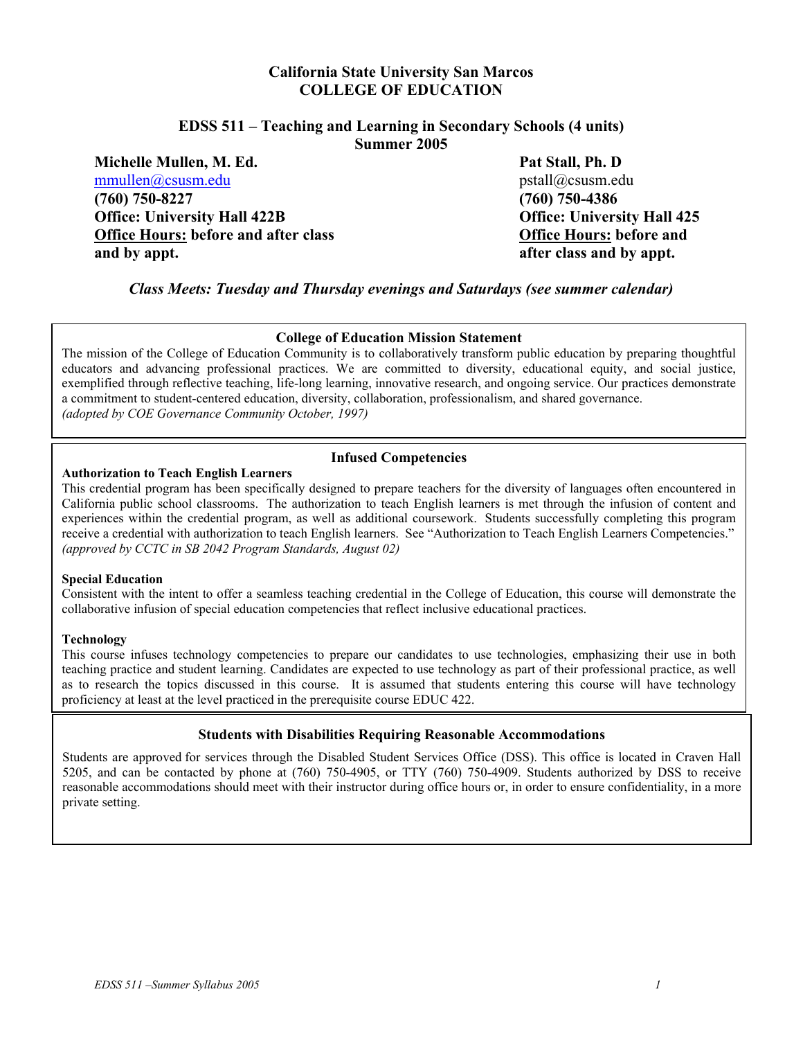# California State University San Marcos
# COLLEGE OF EDUCATION

## EDSS 511 – Teaching and Learning in Secondary Schools (4 units)
## Summer 2005

**Michelle Mullen, M. Ed.**
mmullen@csusm.edu
**(760) 750-8227**
**Office: University Hall 422B**
**<u>Office Hours:</u> before and after class and by appt.**

**Pat Stall, Ph. D**
pstall@csusm.edu
**(760) 750-4386**
**Office: University Hall 425**
**<u>Office Hours:</u> before and after class and by appt.**

***Class Meets: Tuesday and Thursday evenings and Saturdays (see summer calendar)***

---

### College of Education Mission Statement

The mission of the College of Education Community is to collaboratively transform public education by preparing thoughtful educators and advancing professional practices. We are committed to diversity, educational equity, and social justice, exemplified through reflective teaching, life-long learning, innovative research, and ongoing service. Our practices demonstrate a commitment to student-centered education, diversity, collaboration, professionalism, and shared governance.
*(adopted by COE Governance Community October, 1997)*

---

### Infused Competencies

**Authorization to Teach English Learners**

This credential program has been specifically designed to prepare teachers for the diversity of languages often encountered in California public school classrooms. The authorization to teach English learners is met through the infusion of content and experiences within the credential program, as well as additional coursework. Students successfully completing this program receive a credential with authorization to teach English learners. See "Authorization to Teach English Learners Competencies." *(approved by CCTC in SB 2042 Program Standards, August 02)*

**Special Education**

Consistent with the intent to offer a seamless teaching credential in the College of Education, this course will demonstrate the collaborative infusion of special education competencies that reflect inclusive educational practices.

**Technology**

This course infuses technology competencies to prepare our candidates to use technologies, emphasizing their use in both teaching practice and student learning. Candidates are expected to use technology as part of their professional practice, as well as to research the topics discussed in this course. It is assumed that students entering this course will have technology proficiency at least at the level practiced in the prerequisite course EDUC 422.

---

### Students with Disabilities Requiring Reasonable Accommodations

Students are approved for services through the Disabled Student Services Office (DSS). This office is located in Craven Hall 5205, and can be contacted by phone at (760) 750-4905, or TTY (760) 750-4909. Students authorized by DSS to receive reasonable accommodations should meet with their instructor during office hours or, in order to ensure confidentiality, in a more private setting.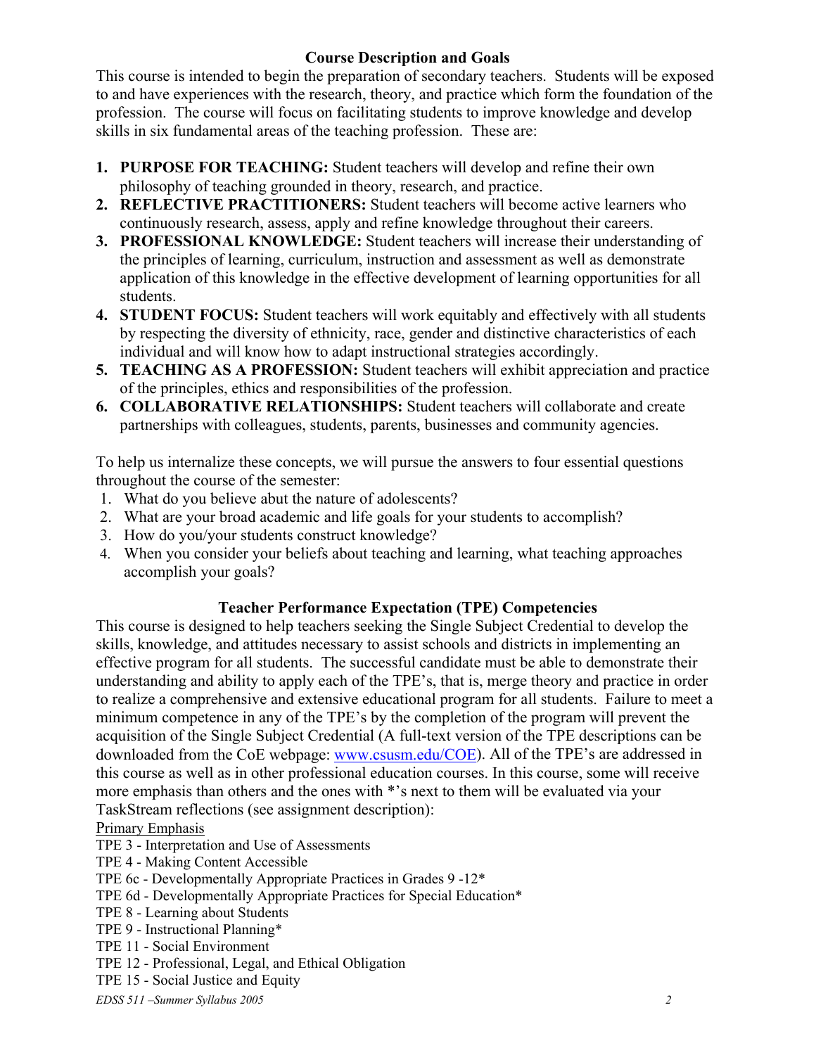## Course Description and Goals

This course is intended to begin the preparation of secondary teachers. Students will be exposed to and have experiences with the research, theory, and practice which form the foundation of the profession. The course will focus on facilitating students to improve knowledge and develop skills in six fundamental areas of the teaching profession. These are:

1. **PURPOSE FOR TEACHING:** Student teachers will develop and refine their own philosophy of teaching grounded in theory, research, and practice.
2. **REFLECTIVE PRACTITIONERS:** Student teachers will become active learners who continuously research, assess, apply and refine knowledge throughout their careers.
3. **PROFESSIONAL KNOWLEDGE:** Student teachers will increase their understanding of the principles of learning, curriculum, instruction and assessment as well as demonstrate application of this knowledge in the effective development of learning opportunities for all students.
4. **STUDENT FOCUS:** Student teachers will work equitably and effectively with all students by respecting the diversity of ethnicity, race, gender and distinctive characteristics of each individual and will know how to adapt instructional strategies accordingly.
5. **TEACHING AS A PROFESSION:** Student teachers will exhibit appreciation and practice of the principles, ethics and responsibilities of the profession.
6. **COLLABORATIVE RELATIONSHIPS:** Student teachers will collaborate and create partnerships with colleagues, students, parents, businesses and community agencies.

To help us internalize these concepts, we will pursue the answers to four essential questions throughout the course of the semester:

1. What do you believe abut the nature of adolescents?
2. What are your broad academic and life goals for your students to accomplish?
3. How do you/your students construct knowledge?
4. When you consider your beliefs about teaching and learning, what teaching approaches accomplish your goals?

## Teacher Performance Expectation (TPE) Competencies

This course is designed to help teachers seeking the Single Subject Credential to develop the skills, knowledge, and attitudes necessary to assist schools and districts in implementing an effective program for all students. The successful candidate must be able to demonstrate their understanding and ability to apply each of the TPE's, that is, merge theory and practice in order to realize a comprehensive and extensive educational program for all students. Failure to meet a minimum competence in any of the TPE's by the completion of the program will prevent the acquisition of the Single Subject Credential (A full-text version of the TPE descriptions can be downloaded from the CoE webpage: [www.csusm.edu/COE](http://www.csusm.edu/COE)). All of the TPE's are addressed in this course as well as in other professional education courses. In this course, some will receive more emphasis than others and the ones with *'s next to them will be evaluated via your TaskStream reflections (see assignment description):

Primary Emphasis

TPE 3 - Interpretation and Use of Assessments
TPE 4 - Making Content Accessible
TPE 6c - Developmentally Appropriate Practices in Grades 9 -12*
TPE 6d - Developmentally Appropriate Practices for Special Education*
TPE 8 - Learning about Students
TPE 9 - Instructional Planning*
TPE 11 - Social Environment
TPE 12 - Professional, Legal, and Ethical Obligation
TPE 15 - Social Justice and Equity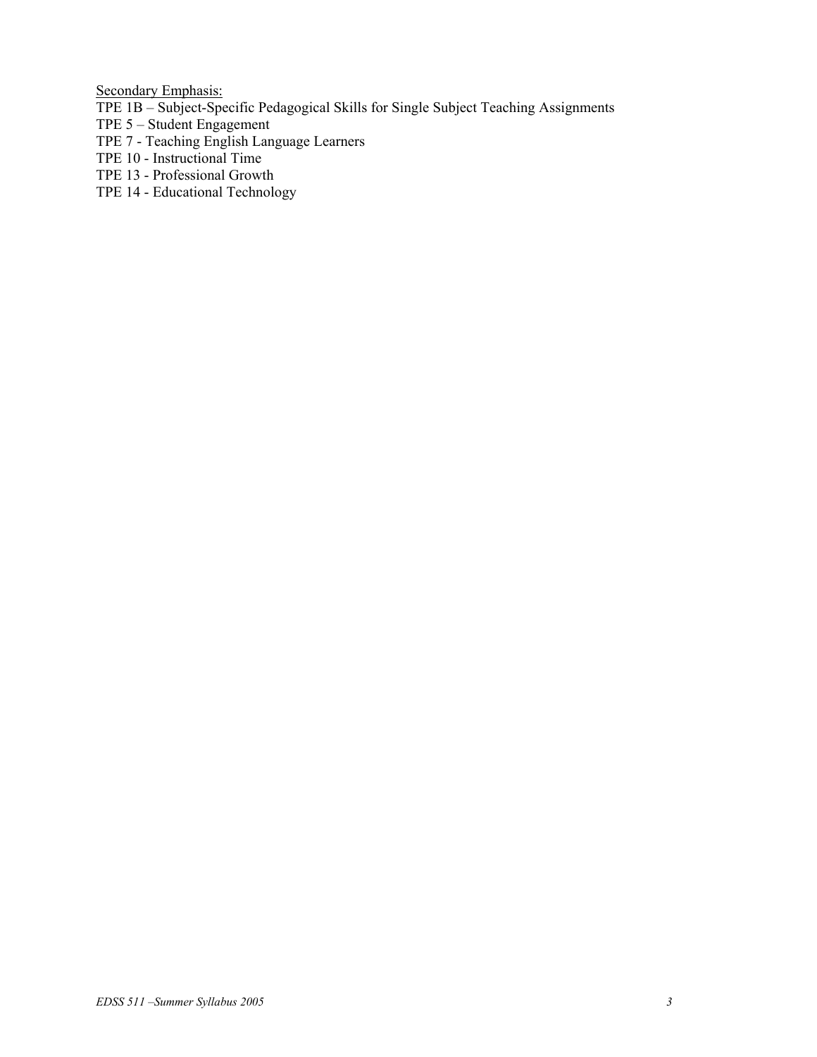<u>Secondary Emphasis:</u>

TPE 1B – Subject-Specific Pedagogical Skills for Single Subject Teaching Assignments
TPE 5 – Student Engagement
TPE 7 - Teaching English Language Learners
TPE 10 - Instructional Time
TPE 13 - Professional Growth
TPE 14 - Educational Technology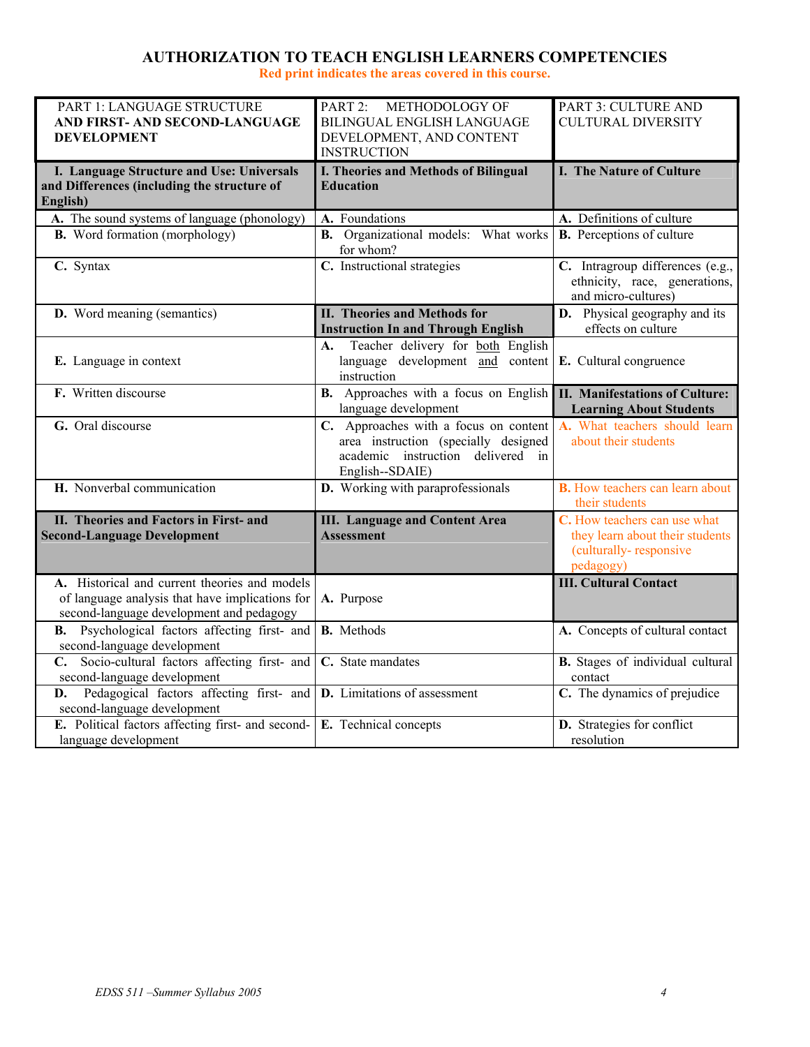# AUTHORIZATION TO TEACH ENGLISH LEARNERS COMPETENCIES

**Red print indicates the areas covered in this course.**

| PART 1: LANGUAGE STRUCTURE **AND FIRST- AND SECOND-LANGUAGE DEVELOPMENT** | PART 2: METHODOLOGY OF BILINGUAL ENGLISH LANGUAGE DEVELOPMENT, AND CONTENT INSTRUCTION | PART 3: CULTURE AND CULTURAL DIVERSITY |
|---|---|---|
| **I. Language Structure and Use: Universals and Differences (including the structure of English)** | **I. Theories and Methods of Bilingual Education** | **I. The Nature of Culture** |
| **A.** The sound systems of language (phonology) | **A.** Foundations | **A.** Definitions of culture |
| **B.** Word formation (morphology) | **B.** Organizational models: What works for whom? | **B.** Perceptions of culture |
| **C.** Syntax | **C.** Instructional strategies | **C.** Intragroup differences (e.g., ethnicity, race, generations, and micro-cultures) |
| **D.** Word meaning (semantics) | **II. Theories and Methods for Instruction In and Through English** | **D.** Physical geography and its effects on culture |
| **E.** Language in context | **A.** Teacher delivery for both English language development and content instruction | **E.** Cultural congruence |
| **F.** Written discourse | **B.** Approaches with a focus on English language development | **II. Manifestations of Culture: Learning About Students** |
| **G.** Oral discourse | **C.** Approaches with a focus on content area instruction (specially designed academic instruction delivered in English--SDAIE) | **A.** What teachers should learn about their students |
| **H.** Nonverbal communication | **D.** Working with paraprofessionals | **B.** How teachers can learn about their students |
| **II. Theories and Factors in First- and Second-Language Development** | **III. Language and Content Area Assessment** | **C.** How teachers can use what they learn about their students (culturally- responsive pedagogy) |
| **A.** Historical and current theories and models of language analysis that have implications for second-language development and pedagogy | **A.** Purpose | **III. Cultural Contact** |
| **B.** Psychological factors affecting first- and second-language development | **B.** Methods | **A.** Concepts of cultural contact |
| **C.** Socio-cultural factors affecting first- and second-language development | **C.** State mandates | **B.** Stages of individual cultural contact |
| **D.** Pedagogical factors affecting first- and second-language development | **D.** Limitations of assessment | **C.** The dynamics of prejudice |
| **E.** Political factors affecting first- and second-language development | **E.** Technical concepts | **D.** Strategies for conflict resolution |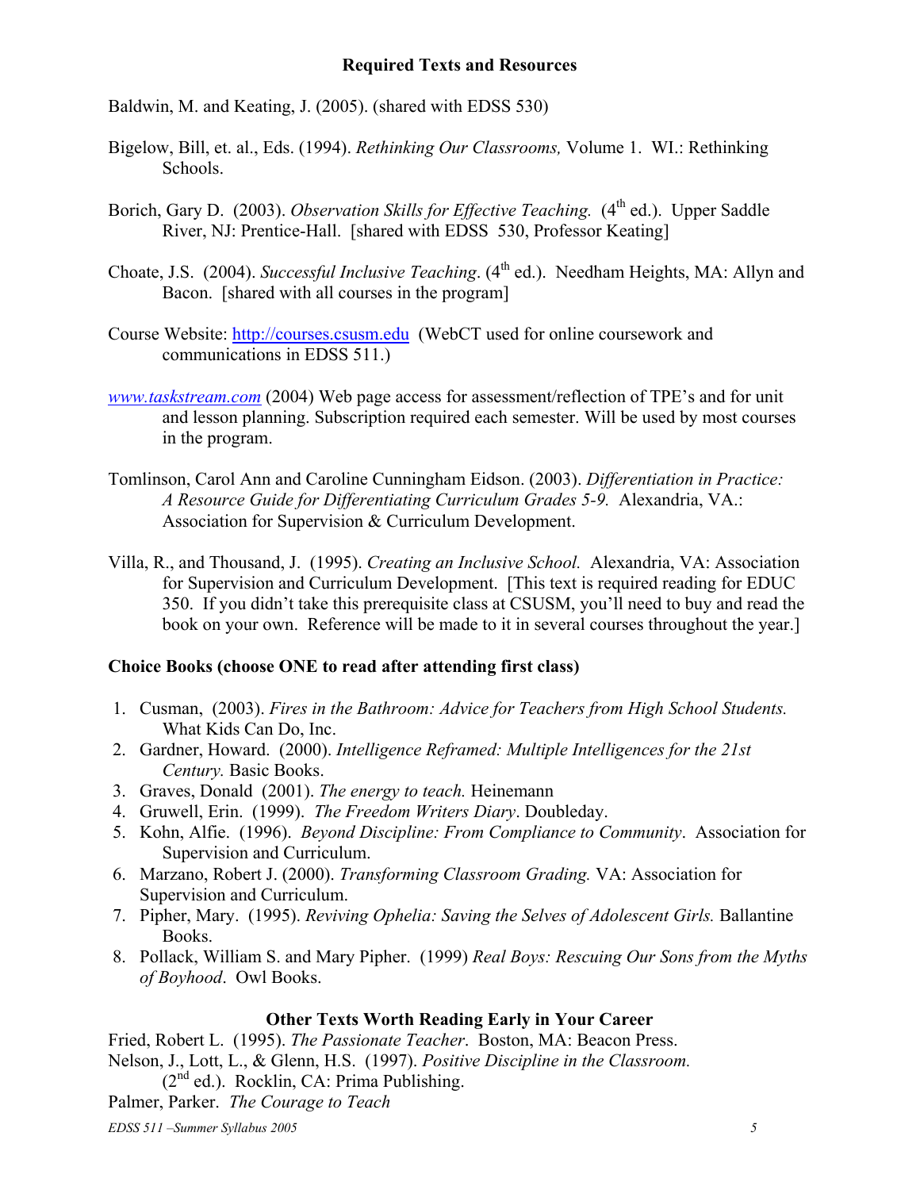## Required Texts and Resources

Baldwin, M. and Keating, J. (2005). (shared with EDSS 530)

Bigelow, Bill, et. al., Eds. (1994). *Rethinking Our Classrooms,* Volume 1. WI.: Rethinking Schools.

Borich, Gary D. (2003). *Observation Skills for Effective Teaching.* (4th ed.). Upper Saddle River, NJ: Prentice-Hall. [shared with EDSS 530, Professor Keating]

Choate, J.S. (2004). *Successful Inclusive Teaching*. (4th ed.). Needham Heights, MA: Allyn and Bacon. [shared with all courses in the program]

Course Website: http://courses.csusm.edu (WebCT used for online coursework and communications in EDSS 511.)

*www.taskstream.com* (2004) Web page access for assessment/reflection of TPE's and for unit and lesson planning. Subscription required each semester. Will be used by most courses in the program.

Tomlinson, Carol Ann and Caroline Cunningham Eidson. (2003). *Differentiation in Practice: A Resource Guide for Differentiating Curriculum Grades 5-9.* Alexandria, VA.: Association for Supervision & Curriculum Development.

Villa, R., and Thousand, J. (1995). *Creating an Inclusive School.* Alexandria, VA: Association for Supervision and Curriculum Development. [This text is required reading for EDUC 350. If you didn't take this prerequisite class at CSUSM, you'll need to buy and read the book on your own. Reference will be made to it in several courses throughout the year.]

### Choice Books (choose ONE to read after attending first class)

1. Cusman, (2003). *Fires in the Bathroom: Advice for Teachers from High School Students.* What Kids Can Do, Inc.
2. Gardner, Howard. (2000). *Intelligence Reframed: Multiple Intelligences for the 21st Century.* Basic Books.
3. Graves, Donald (2001). *The energy to teach.* Heinemann
4. Gruwell, Erin. (1999). *The Freedom Writers Diary*. Doubleday.
5. Kohn, Alfie. (1996). *Beyond Discipline: From Compliance to Community*. Association for Supervision and Curriculum.
6. Marzano, Robert J. (2000). *Transforming Classroom Grading.* VA: Association for Supervision and Curriculum.
7. Pipher, Mary. (1995). *Reviving Ophelia: Saving the Selves of Adolescent Girls.* Ballantine Books.
8. Pollack, William S. and Mary Pipher. (1999) *Real Boys: Rescuing Our Sons from the Myths of Boyhood*. Owl Books.

## Other Texts Worth Reading Early in Your Career

Fried, Robert L. (1995). *The Passionate Teacher*. Boston, MA: Beacon Press.

Nelson, J., Lott, L., & Glenn, H.S. (1997). *Positive Discipline in the Classroom.* (2nd ed.). Rocklin, CA: Prima Publishing.

Palmer, Parker. *The Courage to Teach*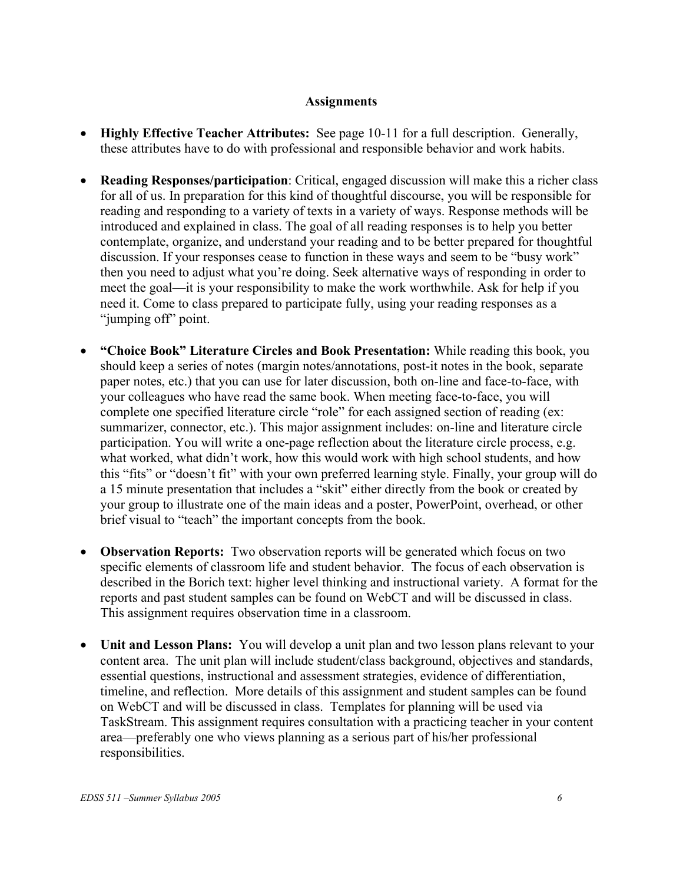## Assignments

- **Highly Effective Teacher Attributes:** See page 10-11 for a full description. Generally, these attributes have to do with professional and responsible behavior and work habits.

- **Reading Responses/participation**: Critical, engaged discussion will make this a richer class for all of us. In preparation for this kind of thoughtful discourse, you will be responsible for reading and responding to a variety of texts in a variety of ways. Response methods will be introduced and explained in class. The goal of all reading responses is to help you better contemplate, organize, and understand your reading and to be better prepared for thoughtful discussion. If your responses cease to function in these ways and seem to be "busy work" then you need to adjust what you're doing. Seek alternative ways of responding in order to meet the goal—it is your responsibility to make the work worthwhile. Ask for help if you need it. Come to class prepared to participate fully, using your reading responses as a "jumping off" point.

- **"Choice Book" Literature Circles and Book Presentation:** While reading this book, you should keep a series of notes (margin notes/annotations, post-it notes in the book, separate paper notes, etc.) that you can use for later discussion, both on-line and face-to-face, with your colleagues who have read the same book. When meeting face-to-face, you will complete one specified literature circle "role" for each assigned section of reading (ex: summarizer, connector, etc.). This major assignment includes: on-line and literature circle participation. You will write a one-page reflection about the literature circle process, e.g. what worked, what didn't work, how this would work with high school students, and how this "fits" or "doesn't fit" with your own preferred learning style. Finally, your group will do a 15 minute presentation that includes a "skit" either directly from the book or created by your group to illustrate one of the main ideas and a poster, PowerPoint, overhead, or other brief visual to "teach" the important concepts from the book.

- **Observation Reports:** Two observation reports will be generated which focus on two specific elements of classroom life and student behavior. The focus of each observation is described in the Borich text: higher level thinking and instructional variety. A format for the reports and past student samples can be found on WebCT and will be discussed in class. This assignment requires observation time in a classroom.

- **Unit and Lesson Plans:** You will develop a unit plan and two lesson plans relevant to your content area. The unit plan will include student/class background, objectives and standards, essential questions, instructional and assessment strategies, evidence of differentiation, timeline, and reflection. More details of this assignment and student samples can be found on WebCT and will be discussed in class. Templates for planning will be used via TaskStream. This assignment requires consultation with a practicing teacher in your content area—preferably one who views planning as a serious part of his/her professional responsibilities.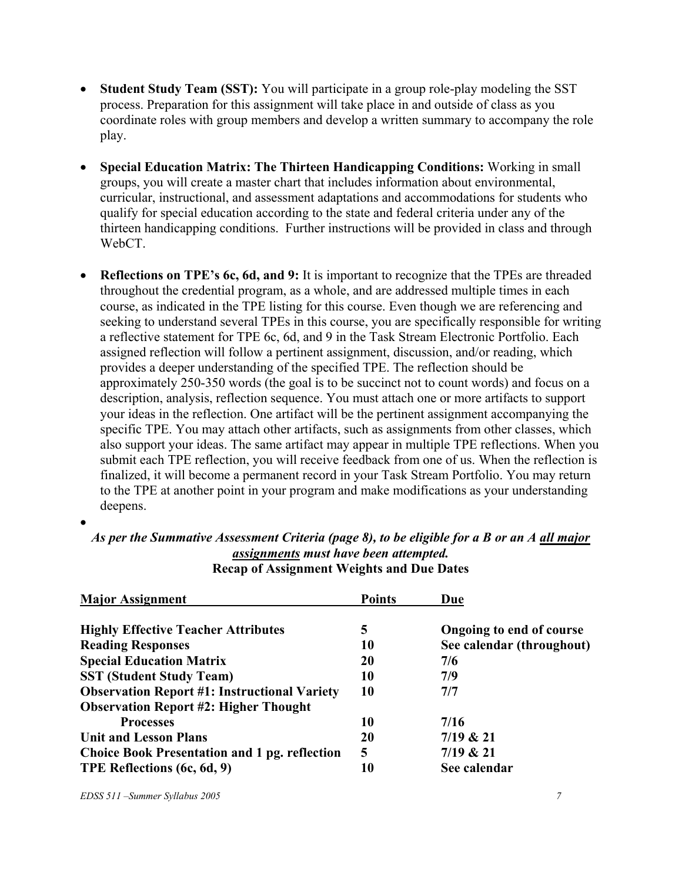- **Student Study Team (SST):** You will participate in a group role-play modeling the SST process. Preparation for this assignment will take place in and outside of class as you coordinate roles with group members and develop a written summary to accompany the role play.

- **Special Education Matrix: The Thirteen Handicapping Conditions:** Working in small groups, you will create a master chart that includes information about environmental, curricular, instructional, and assessment adaptations and accommodations for students who qualify for special education according to the state and federal criteria under any of the thirteen handicapping conditions. Further instructions will be provided in class and through WebCT.

- **Reflections on TPE's 6c, 6d, and 9:** It is important to recognize that the TPEs are threaded throughout the credential program, as a whole, and are addressed multiple times in each course, as indicated in the TPE listing for this course. Even though we are referencing and seeking to understand several TPEs in this course, you are specifically responsible for writing a reflective statement for TPE 6c, 6d, and 9 in the Task Stream Electronic Portfolio. Each assigned reflection will follow a pertinent assignment, discussion, and/or reading, which provides a deeper understanding of the specified TPE. The reflection should be approximately 250-350 words (the goal is to be succinct not to count words) and focus on a description, analysis, reflection sequence. You must attach one or more artifacts to support your ideas in the reflection. One artifact will be the pertinent assignment accompanying the specific TPE. You may attach other artifacts, such as assignments from other classes, which also support your ideas. The same artifact may appear in multiple TPE reflections. When you submit each TPE reflection, you will receive feedback from one of us. When the reflection is finalized, it will become a permanent record in your Task Stream Portfolio. You may return to the TPE at another point in your program and make modifications as your understanding deepens.

- 

***As per the Summative Assessment Criteria (page 8), to be eligible for a B or an A <u>all major assignments</u> must have been attempted.***

**Recap of Assignment Weights and Due Dates**

| Major Assignment | Points | Due |
|---|---|---|
| **Highly Effective Teacher Attributes** | **5** | **Ongoing to end of course** |
| **Reading Responses** | **10** | **See calendar (throughout)** |
| **Special Education Matrix** | **20** | **7/6** |
| **SST (Student Study Team)** | **10** | **7/9** |
| **Observation Report #1: Instructional Variety** | **10** | **7/7** |
| **Observation Report #2: Higher Thought Processes** | **10** | **7/16** |
| **Unit and Lesson Plans** | **20** | **7/19 & 21** |
| **Choice Book Presentation and 1 pg. reflection** | **5** | **7/19 & 21** |
| **TPE Reflections (6c, 6d, 9)** | **10** | **See calendar** |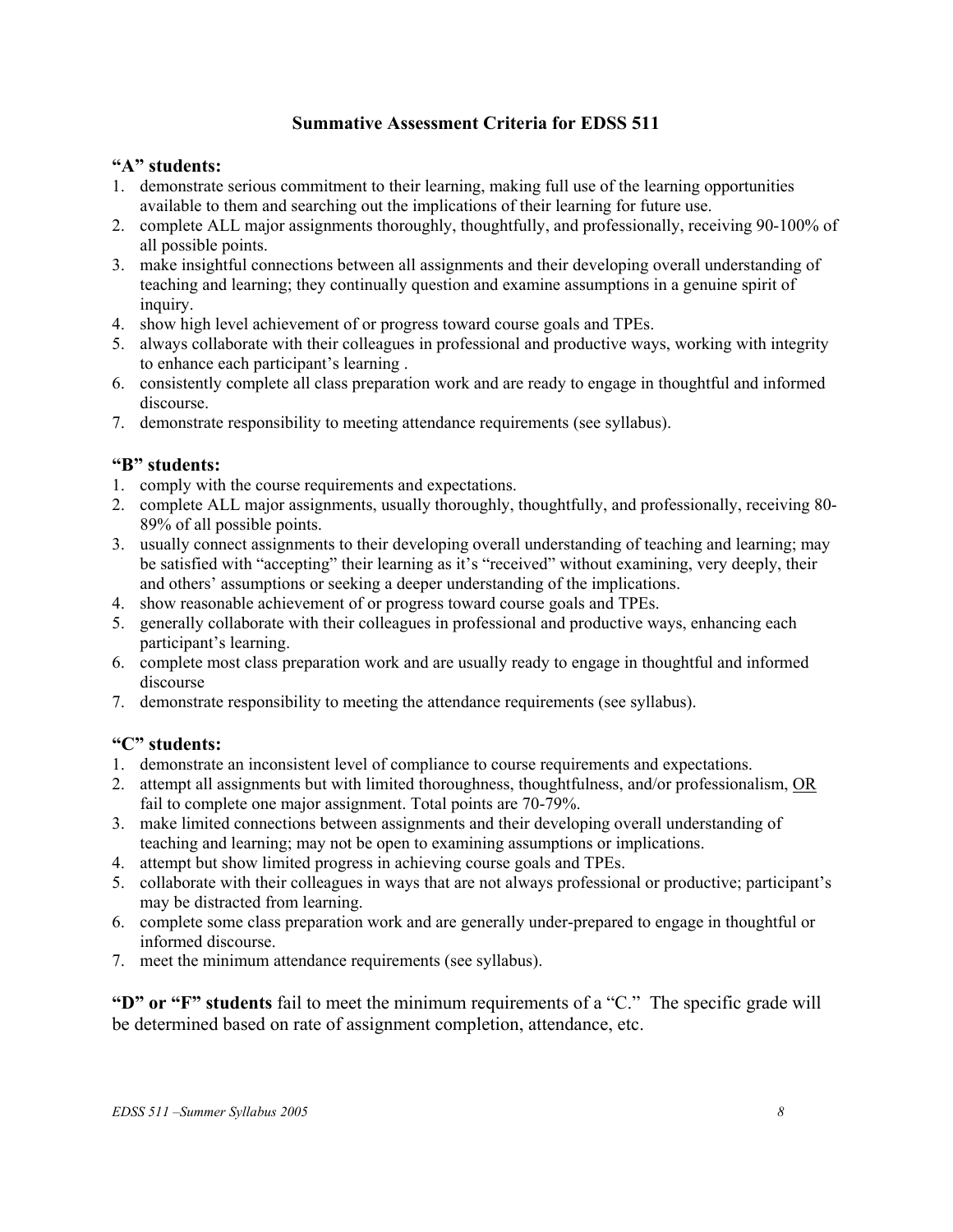## Summative Assessment Criteria for EDSS 511

### "A" students:

1. demonstrate serious commitment to their learning, making full use of the learning opportunities available to them and searching out the implications of their learning for future use.
2. complete ALL major assignments thoroughly, thoughtfully, and professionally, receiving 90-100% of all possible points.
3. make insightful connections between all assignments and their developing overall understanding of teaching and learning; they continually question and examine assumptions in a genuine spirit of inquiry.
4. show high level achievement of or progress toward course goals and TPEs.
5. always collaborate with their colleagues in professional and productive ways, working with integrity to enhance each participant's learning .
6. consistently complete all class preparation work and are ready to engage in thoughtful and informed discourse.
7. demonstrate responsibility to meeting attendance requirements (see syllabus).

### "B" students:

1. comply with the course requirements and expectations.
2. complete ALL major assignments, usually thoroughly, thoughtfully, and professionally, receiving 80-89% of all possible points.
3. usually connect assignments to their developing overall understanding of teaching and learning; may be satisfied with "accepting" their learning as it's "received" without examining, very deeply, their and others' assumptions or seeking a deeper understanding of the implications.
4. show reasonable achievement of or progress toward course goals and TPEs.
5. generally collaborate with their colleagues in professional and productive ways, enhancing each participant's learning.
6. complete most class preparation work and are usually ready to engage in thoughtful and informed discourse
7. demonstrate responsibility to meeting the attendance requirements (see syllabus).

### "C" students:

1. demonstrate an inconsistent level of compliance to course requirements and expectations.
2. attempt all assignments but with limited thoroughness, thoughtfulness, and/or professionalism, <u>OR</u> fail to complete one major assignment. Total points are 70-79%.
3. make limited connections between assignments and their developing overall understanding of teaching and learning; may not be open to examining assumptions or implications.
4. attempt but show limited progress in achieving course goals and TPEs.
5. collaborate with their colleagues in ways that are not always professional or productive; participant's may be distracted from learning.
6. complete some class preparation work and are generally under-prepared to engage in thoughtful or informed discourse.
7. meet the minimum attendance requirements (see syllabus).

**"D" or "F" students** fail to meet the minimum requirements of a "C." The specific grade will be determined based on rate of assignment completion, attendance, etc.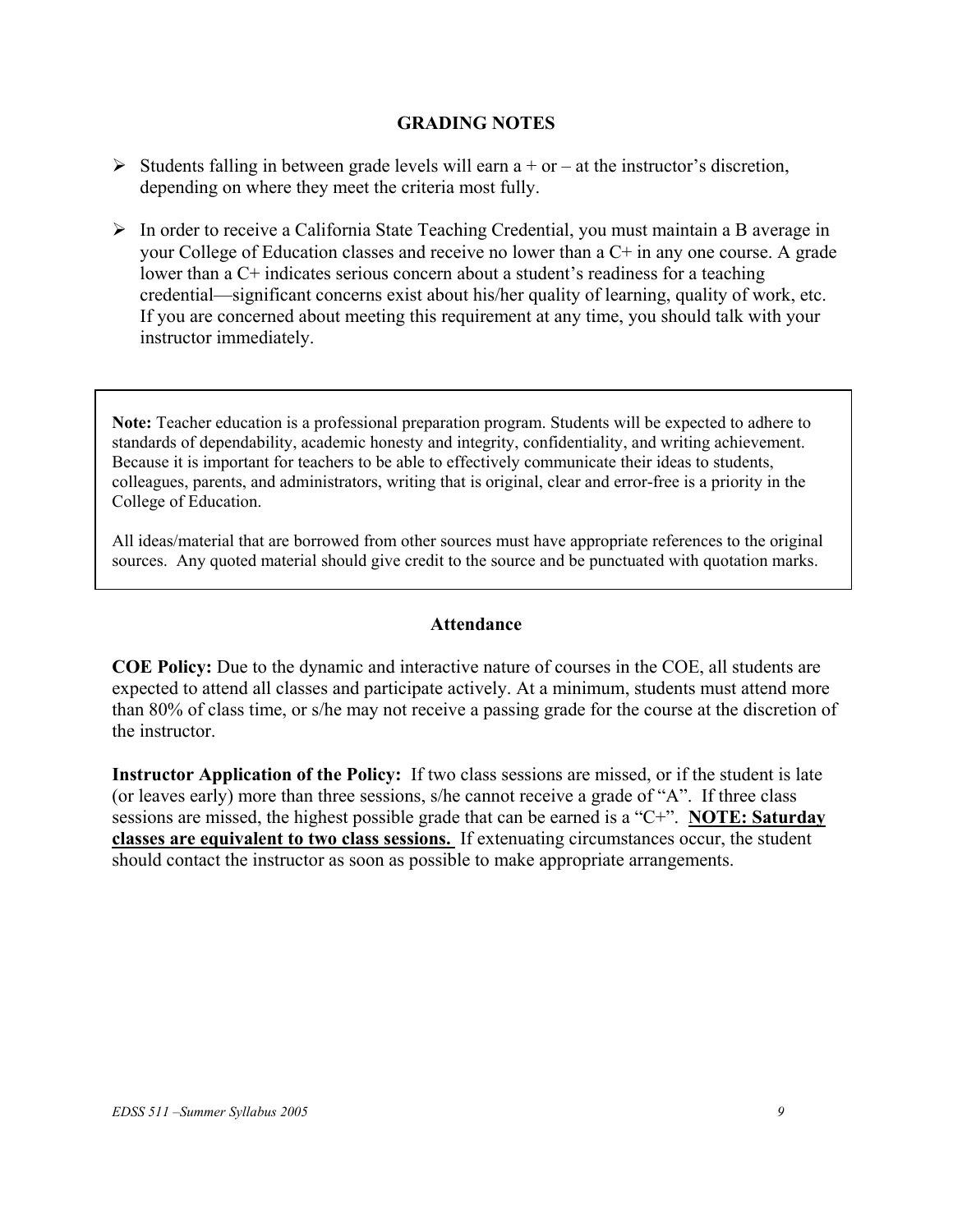## GRADING NOTES

- Students falling in between grade levels will earn a + or – at the instructor's discretion, depending on where they meet the criteria most fully.
- In order to receive a California State Teaching Credential, you must maintain a B average in your College of Education classes and receive no lower than a C+ in any one course. A grade lower than a C+ indicates serious concern about a student's readiness for a teaching credential—significant concerns exist about his/her quality of learning, quality of work, etc. If you are concerned about meeting this requirement at any time, you should talk with your instructor immediately.

**Note:** Teacher education is a professional preparation program. Students will be expected to adhere to standards of dependability, academic honesty and integrity, confidentiality, and writing achievement. Because it is important for teachers to be able to effectively communicate their ideas to students, colleagues, parents, and administrators, writing that is original, clear and error-free is a priority in the College of Education.

All ideas/material that are borrowed from other sources must have appropriate references to the original sources. Any quoted material should give credit to the source and be punctuated with quotation marks.

### Attendance

**COE Policy:** Due to the dynamic and interactive nature of courses in the COE, all students are expected to attend all classes and participate actively. At a minimum, students must attend more than 80% of class time, or s/he may not receive a passing grade for the course at the discretion of the instructor.

**Instructor Application of the Policy:** If two class sessions are missed, or if the student is late (or leaves early) more than three sessions, s/he cannot receive a grade of "A". If three class sessions are missed, the highest possible grade that can be earned is a "C+". **NOTE: Saturday classes are equivalent to two class sessions.** If extenuating circumstances occur, the student should contact the instructor as soon as possible to make appropriate arrangements.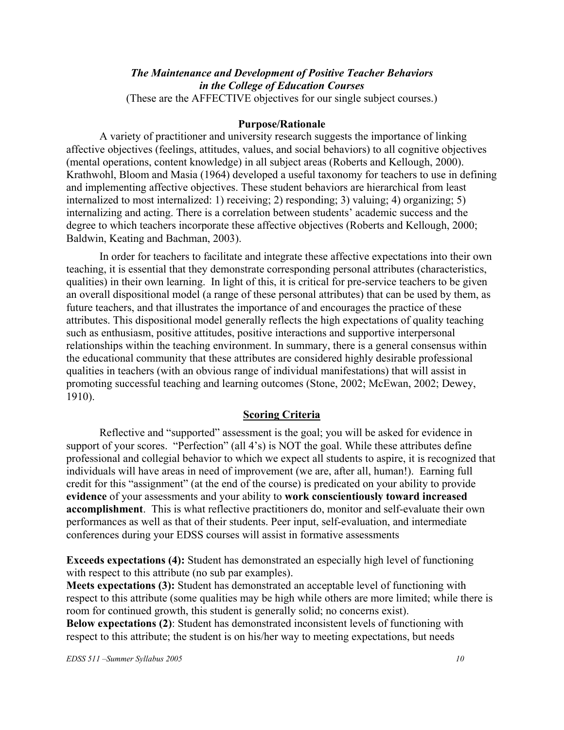### *The Maintenance and Development of Positive Teacher Behaviors in the College of Education Courses*

(These are the AFFECTIVE objectives for our single subject courses.)

#### Purpose/Rationale

A variety of practitioner and university research suggests the importance of linking affective objectives (feelings, attitudes, values, and social behaviors) to all cognitive objectives (mental operations, content knowledge) in all subject areas (Roberts and Kellough, 2000). Krathwohl, Bloom and Masia (1964) developed a useful taxonomy for teachers to use in defining and implementing affective objectives. These student behaviors are hierarchical from least internalized to most internalized: 1) receiving; 2) responding; 3) valuing; 4) organizing; 5) internalizing and acting. There is a correlation between students' academic success and the degree to which teachers incorporate these affective objectives (Roberts and Kellough, 2000; Baldwin, Keating and Bachman, 2003).

In order for teachers to facilitate and integrate these affective expectations into their own teaching, it is essential that they demonstrate corresponding personal attributes (characteristics, qualities) in their own learning. In light of this, it is critical for pre-service teachers to be given an overall dispositional model (a range of these personal attributes) that can be used by them, as future teachers, and that illustrates the importance of and encourages the practice of these attributes. This dispositional model generally reflects the high expectations of quality teaching such as enthusiasm, positive attitudes, positive interactions and supportive interpersonal relationships within the teaching environment. In summary, there is a general consensus within the educational community that these attributes are considered highly desirable professional qualities in teachers (with an obvious range of individual manifestations) that will assist in promoting successful teaching and learning outcomes (Stone, 2002; McEwan, 2002; Dewey, 1910).

#### Scoring Criteria

Reflective and "supported" assessment is the goal; you will be asked for evidence in support of your scores. "Perfection" (all 4's) is NOT the goal. While these attributes define professional and collegial behavior to which we expect all students to aspire, it is recognized that individuals will have areas in need of improvement (we are, after all, human!). Earning full credit for this "assignment" (at the end of the course) is predicated on your ability to provide **evidence** of your assessments and your ability to **work conscientiously toward increased accomplishment**. This is what reflective practitioners do, monitor and self-evaluate their own performances as well as that of their students. Peer input, self-evaluation, and intermediate conferences during your EDSS courses will assist in formative assessments

**Exceeds expectations (4):** Student has demonstrated an especially high level of functioning with respect to this attribute (no sub par examples).
**Meets expectations (3):** Student has demonstrated an acceptable level of functioning with respect to this attribute (some qualities may be high while others are more limited; while there is room for continued growth, this student is generally solid; no concerns exist).
**Below expectations (2)**: Student has demonstrated inconsistent levels of functioning with respect to this attribute; the student is on his/her way to meeting expectations, but needs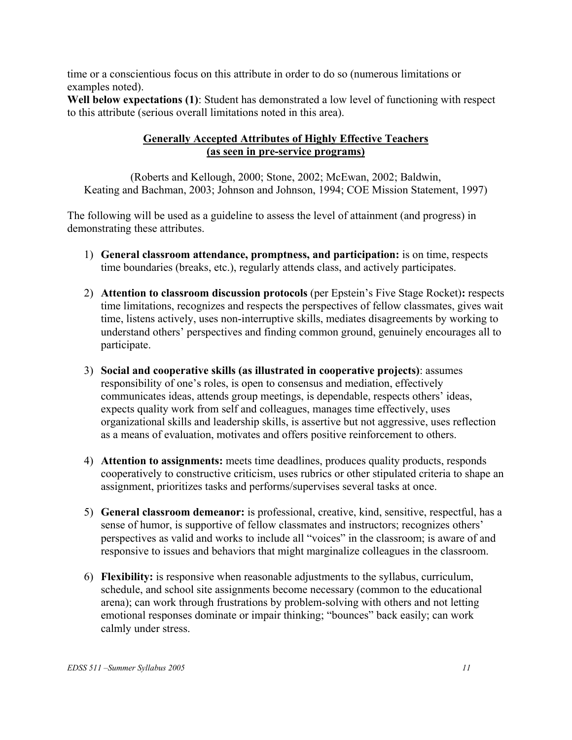time or a conscientious focus on this attribute in order to do so (numerous limitations or examples noted).

**Well below expectations (1)**: Student has demonstrated a low level of functioning with respect to this attribute (serious overall limitations noted in this area).

## Generally Accepted Attributes of Highly Effective Teachers (as seen in pre-service programs)

(Roberts and Kellough, 2000; Stone, 2002; McEwan, 2002; Baldwin, Keating and Bachman, 2003; Johnson and Johnson, 1994; COE Mission Statement, 1997)

The following will be used as a guideline to assess the level of attainment (and progress) in demonstrating these attributes.

1) **General classroom attendance, promptness, and participation:** is on time, respects time boundaries (breaks, etc.), regularly attends class, and actively participates.

2) **Attention to classroom discussion protocols** (per Epstein's Five Stage Rocket)**:** respects time limitations, recognizes and respects the perspectives of fellow classmates, gives wait time, listens actively, uses non-interruptive skills, mediates disagreements by working to understand others' perspectives and finding common ground, genuinely encourages all to participate.

3) **Social and cooperative skills (as illustrated in cooperative projects)**: assumes responsibility of one's roles, is open to consensus and mediation, effectively communicates ideas, attends group meetings, is dependable, respects others' ideas, expects quality work from self and colleagues, manages time effectively, uses organizational skills and leadership skills, is assertive but not aggressive, uses reflection as a means of evaluation, motivates and offers positive reinforcement to others.

4) **Attention to assignments:** meets time deadlines, produces quality products, responds cooperatively to constructive criticism, uses rubrics or other stipulated criteria to shape an assignment, prioritizes tasks and performs/supervises several tasks at once.

5) **General classroom demeanor:** is professional, creative, kind, sensitive, respectful, has a sense of humor, is supportive of fellow classmates and instructors; recognizes others' perspectives as valid and works to include all "voices" in the classroom; is aware of and responsive to issues and behaviors that might marginalize colleagues in the classroom.

6) **Flexibility:** is responsive when reasonable adjustments to the syllabus, curriculum, schedule, and school site assignments become necessary (common to the educational arena); can work through frustrations by problem-solving with others and not letting emotional responses dominate or impair thinking; "bounces" back easily; can work calmly under stress.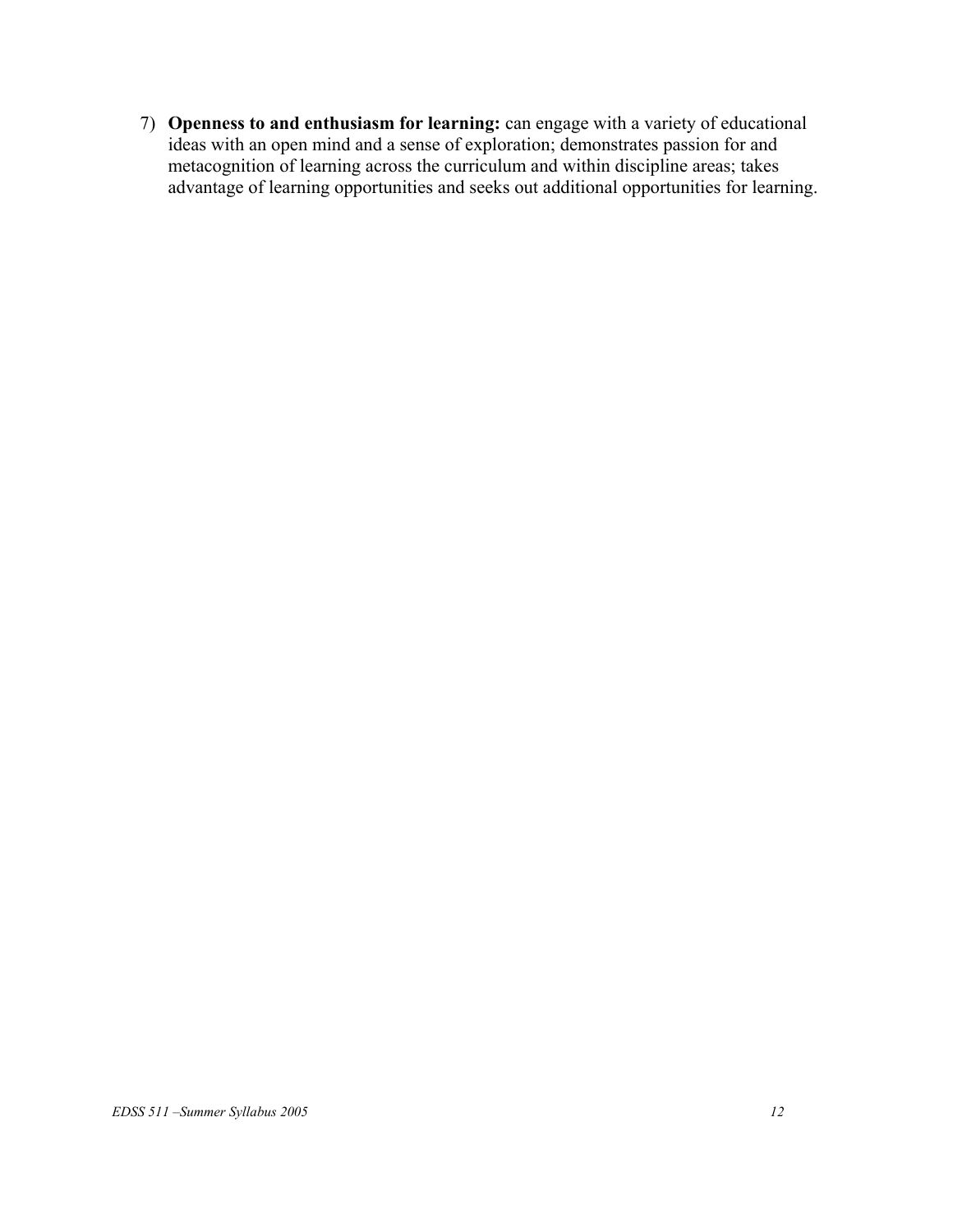7) **Openness to and enthusiasm for learning:** can engage with a variety of educational ideas with an open mind and a sense of exploration; demonstrates passion for and metacognition of learning across the curriculum and within discipline areas; takes advantage of learning opportunities and seeks out additional opportunities for learning.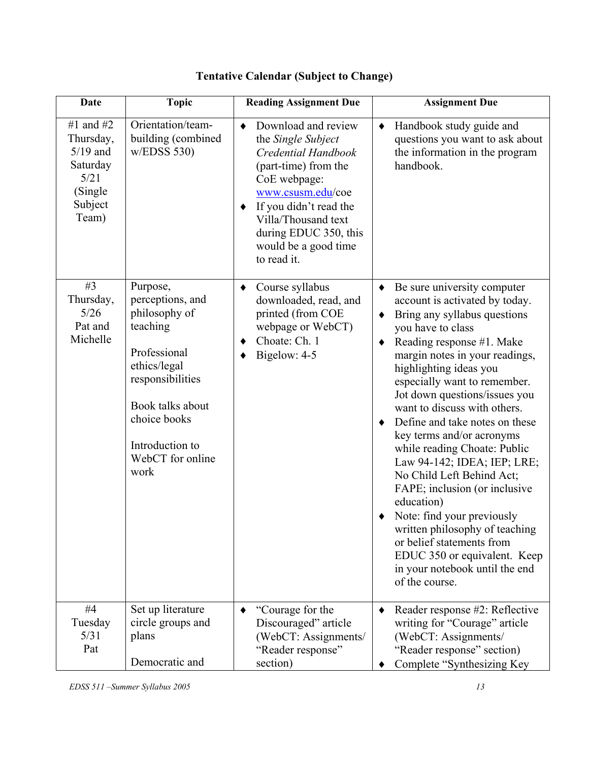## Tentative Calendar (Subject to Change)

| Date | Topic | Reading Assignment Due | Assignment Due |
|---|---|---|---|
| #1 and #2 Thursday, 5/19 and Saturday 5/21 (Single Subject Team) | Orientation/team-building (combined w/EDSS 530) | ♦ Download and review the *Single Subject Credential Handbook* (part-time) from the CoE webpage: www.csusm.edu/coe<br>♦ If you didn't read the Villa/Thousand text during EDUC 350, this would be a good time to read it. | ♦ Handbook study guide and questions you want to ask about the information in the program handbook. |
| #3 Thursday, 5/26 Pat and Michelle | Purpose, perceptions, and philosophy of teaching<br><br>Professional ethics/legal responsibilities<br><br>Book talks about choice books<br><br>Introduction to WebCT for online work | ♦ Course syllabus downloaded, read, and printed (from COE webpage or WebCT)<br>♦ Choate: Ch. 1<br>♦ Bigelow: 4-5 | ♦ Be sure university computer account is activated by today.<br>♦ Bring any syllabus questions you have to class<br>♦ Reading response #1. Make margin notes in your readings, highlighting ideas you especially want to remember. Jot down questions/issues you want to discuss with others.<br>♦ Define and take notes on these key terms and/or acronyms while reading Choate: Public Law 94-142; IDEA; IEP; LRE; No Child Left Behind Act; FAPE; inclusion (or inclusive education)<br>♦ Note: find your previously written philosophy of teaching or belief statements from EDUC 350 or equivalent. Keep in your notebook until the end of the course. |
| #4 Tuesday 5/31 Pat | Set up literature circle groups and plans<br><br>Democratic and | ♦ "Courage for the Discouraged" article (WebCT: Assignments/ "Reader response" section) | ♦ Reader response #2: Reflective writing for "Courage" article (WebCT: Assignments/ "Reader response" section)<br>♦ Complete "Synthesizing Key |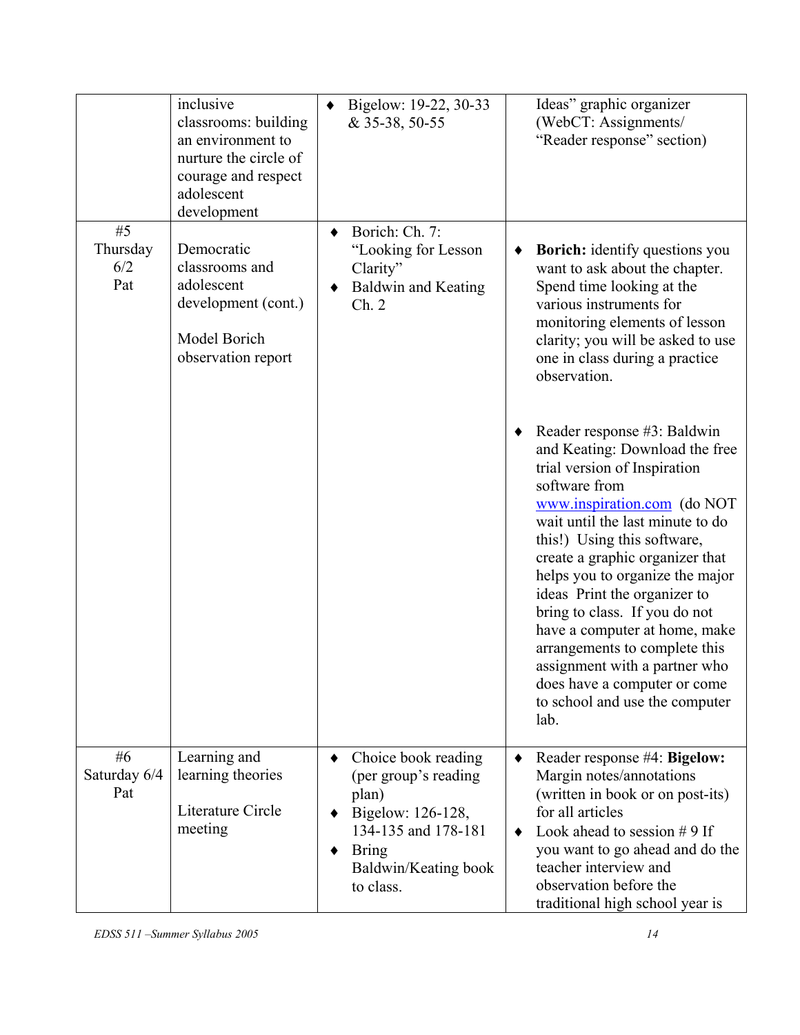| | | | |
|---|---|---|---|
| | inclusive classrooms: building an environment to nurture the circle of courage and respect adolescent development | ♦ Bigelow: 19-22, 30-33 & 35-38, 50-55 | Ideas" graphic organizer (WebCT: Assignments/ "Reader response" section) |
| #5 Thursday 6/2 Pat | Democratic classrooms and adolescent development (cont.)<br><br>Model Borich observation report | ♦ Borich: Ch. 7: "Looking for Lesson Clarity"<br>♦ Baldwin and Keating Ch. 2 | ♦ **Borich:** identify questions you want to ask about the chapter. Spend time looking at the various instruments for monitoring elements of lesson clarity; you will be asked to use one in class during a practice observation.<br><br>♦ Reader response #3: Baldwin and Keating: Download the free trial version of Inspiration software from [www.inspiration.com](http://www.inspiration.com) (do NOT wait until the last minute to do this!) Using this software, create a graphic organizer that helps you to organize the major ideas Print the organizer to bring to class. If you do not have a computer at home, make arrangements to complete this assignment with a partner who does have a computer or come to school and use the computer lab. |
| #6 Saturday 6/4 Pat | Learning and learning theories<br><br>Literature Circle meeting | ♦ Choice book reading (per group's reading plan)<br>♦ Bigelow: 126-128, 134-135 and 178-181<br>♦ Bring Baldwin/Keating book to class. | ♦ Reader response #4: **Bigelow:** Margin notes/annotations (written in book or on post-its) for all articles<br>♦ Look ahead to session # 9 If you want to go ahead and do the teacher interview and observation before the traditional high school year is |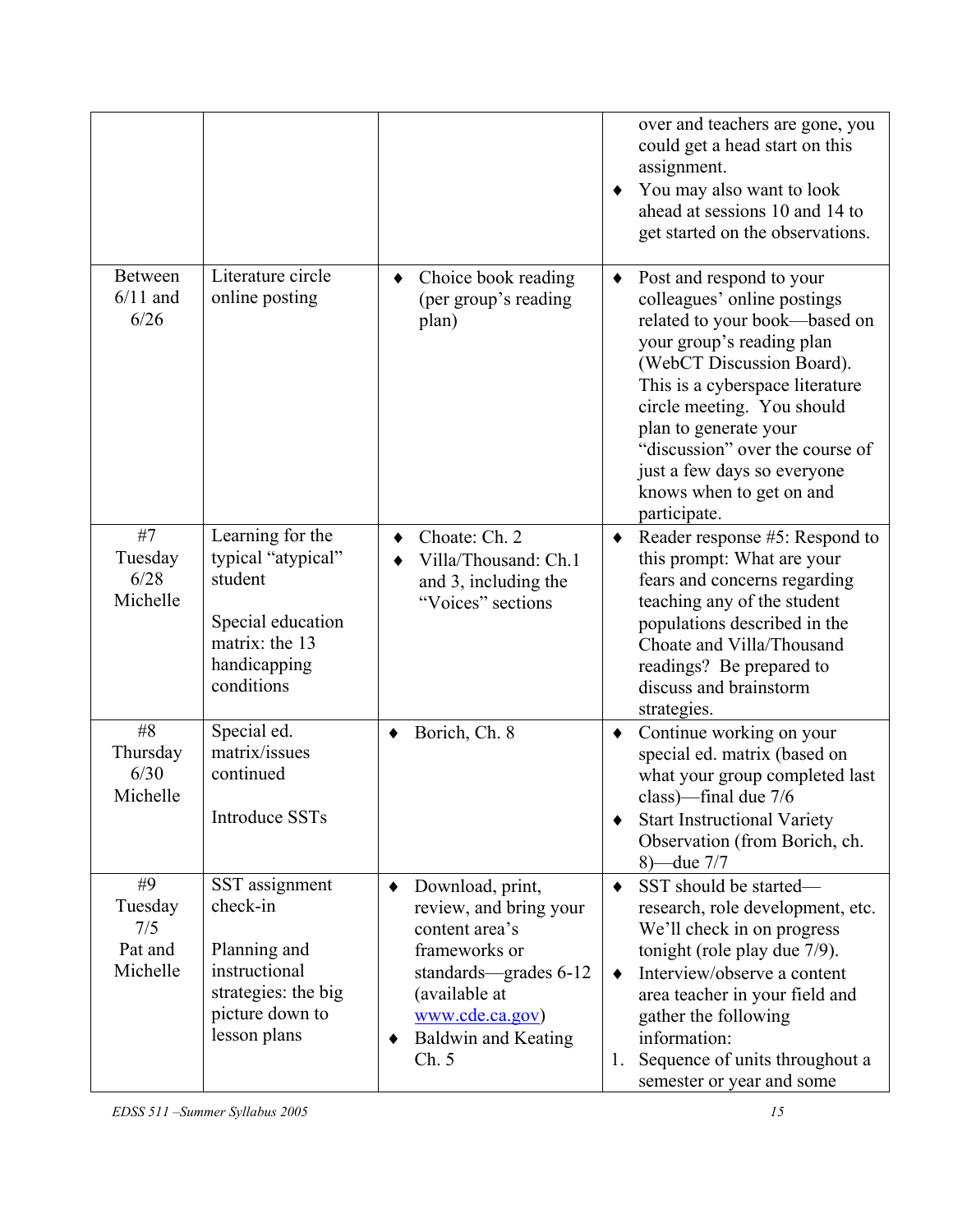| | | | |
|---|---|---|---|
| | | | over and teachers are gone, you could get a head start on this assignment.<br>♦ You may also want to look ahead at sessions 10 and 14 to get started on the observations. |
| Between 6/11 and 6/26 | Literature circle online posting | ♦ Choice book reading (per group's reading plan) | ♦ Post and respond to your colleagues' online postings related to your book—based on your group's reading plan (WebCT Discussion Board). This is a cyberspace literature circle meeting. You should plan to generate your "discussion" over the course of just a few days so everyone knows when to get on and participate. |
| #7 Tuesday 6/28 Michelle | Learning for the typical "atypical" student<br><br>Special education matrix: the 13 handicapping conditions | ♦ Choate: Ch. 2<br>♦ Villa/Thousand: Ch.1 and 3, including the "Voices" sections | ♦ Reader response #5: Respond to this prompt: What are your fears and concerns regarding teaching any of the student populations described in the Choate and Villa/Thousand readings? Be prepared to discuss and brainstorm strategies. |
| #8 Thursday 6/30 Michelle | Special ed. matrix/issues continued<br><br>Introduce SSTs | ♦ Borich, Ch. 8 | ♦ Continue working on your special ed. matrix (based on what your group completed last class)—final due 7/6<br>♦ Start Instructional Variety Observation (from Borich, ch. 8)—due 7/7 |
| #9 Tuesday 7/5 Pat and Michelle | SST assignment check-in<br><br>Planning and instructional strategies: the big picture down to lesson plans | ♦ Download, print, review, and bring your content area's frameworks or standards—grades 6-12 (available at www.cde.ca.gov)<br>♦ Baldwin and Keating Ch. 5 | ♦ SST should be started—research, role development, etc. We'll check in on progress tonight (role play due 7/9).<br>♦ Interview/observe a content area teacher in your field and gather the following information:<br>1. Sequence of units throughout a semester or year and some |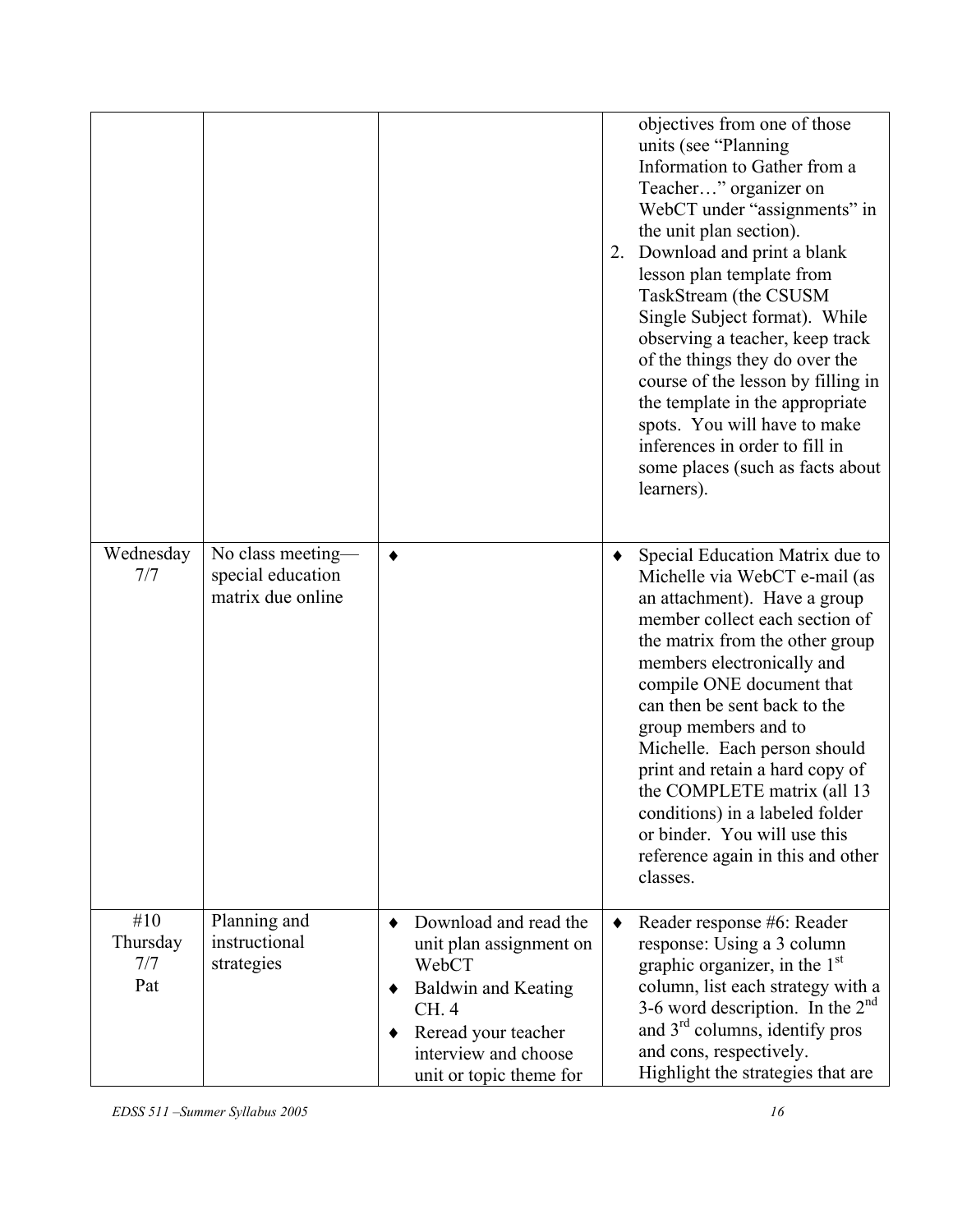| | | | |
|---|---|---|---|
| | | | objectives from one of those units (see "Planning Information to Gather from a Teacher…" organizer on WebCT under "assignments" in the unit plan section).<br>2. Download and print a blank lesson plan template from TaskStream (the CSUSM Single Subject format). While observing a teacher, keep track of the things they do over the course of the lesson by filling in the template in the appropriate spots. You will have to make inferences in order to fill in some places (such as facts about learners). |
| Wednesday 7/7 | No class meeting—special education matrix due online | ♦ | ♦ Special Education Matrix due to Michelle via WebCT e-mail (as an attachment). Have a group member collect each section of the matrix from the other group members electronically and compile ONE document that can then be sent back to the group members and to Michelle. Each person should print and retain a hard copy of the COMPLETE matrix (all 13 conditions) in a labeled folder or binder. You will use this reference again in this and other classes. |
| #10 Thursday 7/7 Pat | Planning and instructional strategies | ♦ Download and read the unit plan assignment on WebCT<br>♦ Baldwin and Keating CH. 4<br>♦ Reread your teacher interview and choose unit or topic theme for | ♦ Reader response #6: Reader response: Using a 3 column graphic organizer, in the 1st column, list each strategy with a 3-6 word description. In the 2nd and 3rd columns, identify pros and cons, respectively. Highlight the strategies that are |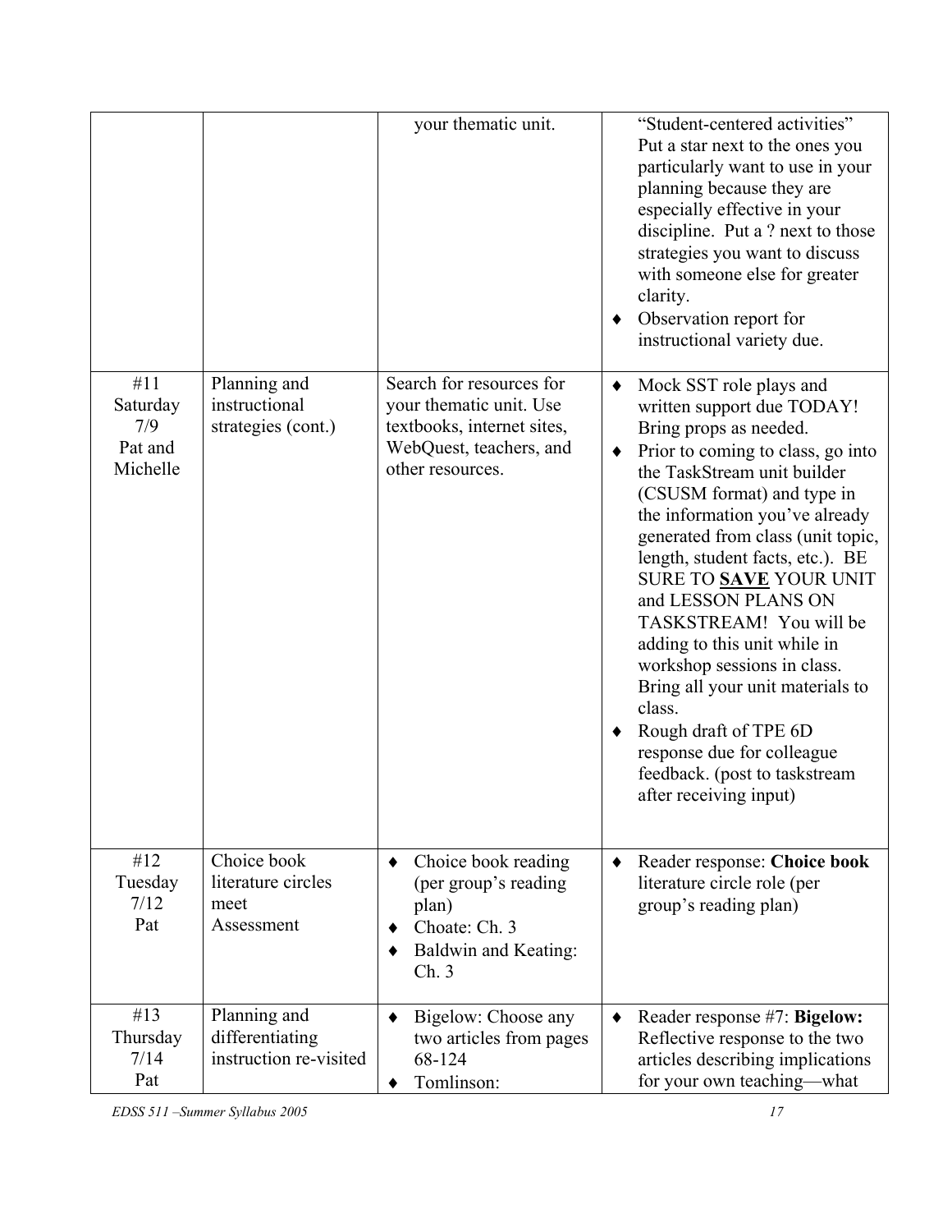| | | | |
|---|---|---|---|
| | | your thematic unit. | "Student-centered activities" Put a star next to the ones you particularly want to use in your planning because they are especially effective in your discipline. Put a ? next to those strategies you want to discuss with someone else for greater clarity.<br>♦ Observation report for instructional variety due. |
| #11<br>Saturday<br>7/9<br>Pat and Michelle | Planning and instructional strategies (cont.) | Search for resources for your thematic unit. Use textbooks, internet sites, WebQuest, teachers, and other resources. | ♦ Mock SST role plays and written support due TODAY! Bring props as needed.<br>♦ Prior to coming to class, go into the TaskStream unit builder (CSUSM format) and type in the information you've already generated from class (unit topic, length, student facts, etc.). BE SURE TO **SAVE** YOUR UNIT and LESSON PLANS ON TASKSTREAM! You will be adding to this unit while in workshop sessions in class. Bring all your unit materials to class.<br>♦ Rough draft of TPE 6D response due for colleague feedback. (post to taskstream after receiving input) |
| #12<br>Tuesday<br>7/12<br>Pat | Choice book literature circles meet<br>Assessment | ♦ Choice book reading (per group's reading plan)<br>♦ Choate: Ch. 3<br>♦ Baldwin and Keating: Ch. 3 | ♦ Reader response: **Choice book** literature circle role (per group's reading plan) |
| #13<br>Thursday<br>7/14<br>Pat | Planning and differentiating instruction re-visited | ♦ Bigelow: Choose any two articles from pages 68-124<br>♦ Tomlinson: | ♦ Reader response #7: **Bigelow:** Reflective response to the two articles describing implications for your own teaching—what |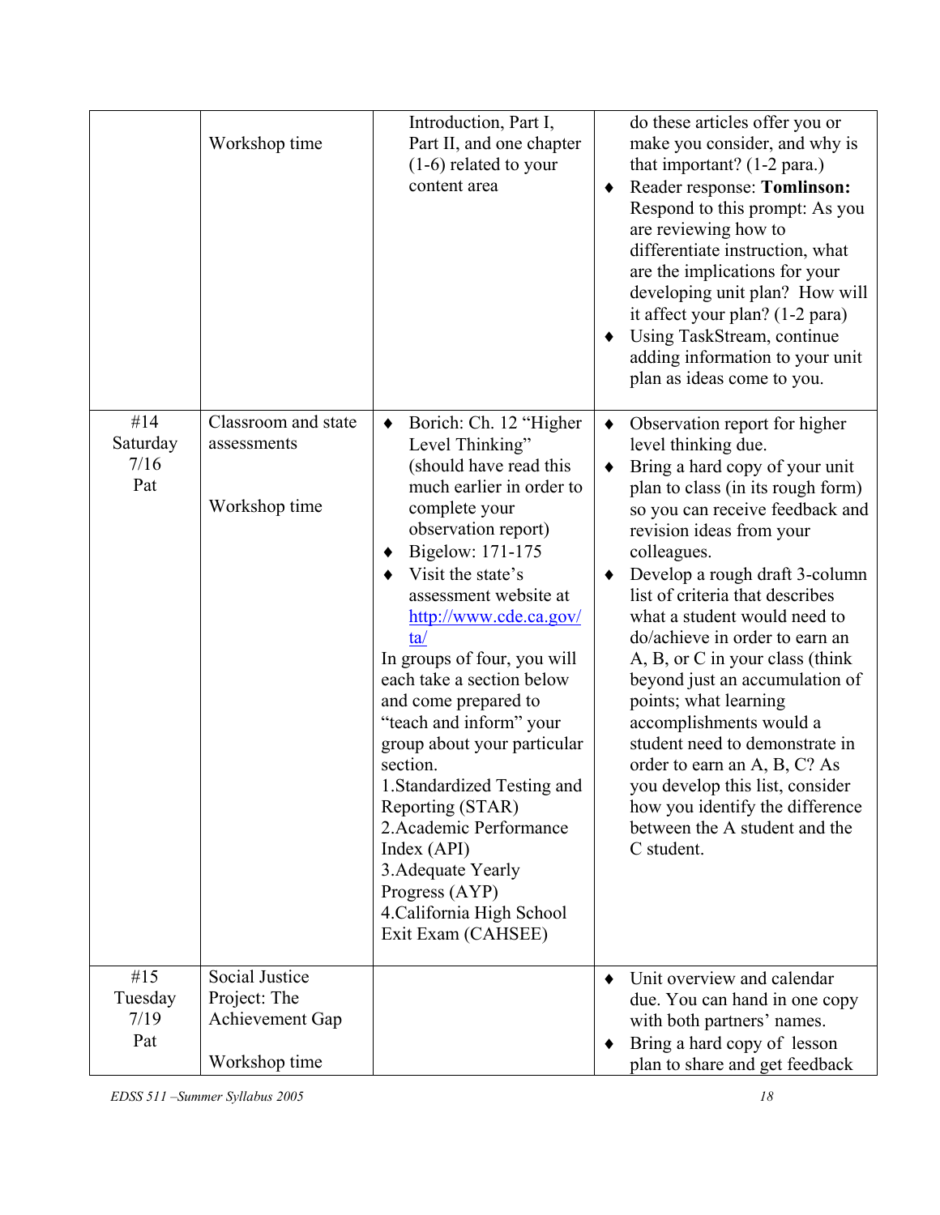| | | | |
|---|---|---|---|
| | Workshop time | Introduction, Part I, Part II, and one chapter (1-6) related to your content area | do these articles offer you or make you consider, and why is that important? (1-2 para.)<br>♦ Reader response: **Tomlinson:** Respond to this prompt: As you are reviewing how to differentiate instruction, what are the implications for your developing unit plan? How will it affect your plan? (1-2 para)<br>♦ Using TaskStream, continue adding information to your unit plan as ideas come to you. |
| #14 Saturday 7/16 Pat | Classroom and state assessments<br><br>Workshop time | ♦ Borich: Ch. 12 "Higher Level Thinking" (should have read this much earlier in order to complete your observation report)<br>♦ Bigelow: 171-175<br>♦ Visit the state's assessment website at http://www.cde.ca.gov/ta/<br>In groups of four, you will each take a section below and come prepared to "teach and inform" your group about your particular section.<br>1.Standardized Testing and Reporting (STAR)<br>2.Academic Performance Index (API)<br>3.Adequate Yearly Progress (AYP)<br>4.California High School Exit Exam (CAHSEE) | ♦ Observation report for higher level thinking due.<br>♦ Bring a hard copy of your unit plan to class (in its rough form) so you can receive feedback and revision ideas from your colleagues.<br>♦ Develop a rough draft 3-column list of criteria that describes what a student would need to do/achieve in order to earn an A, B, or C in your class (think beyond just an accumulation of points; what learning accomplishments would a student need to demonstrate in order to earn an A, B, C? As you develop this list, consider how you identify the difference between the A student and the C student. |
| #15 Tuesday 7/19 Pat | Social Justice Project: The Achievement Gap<br><br>Workshop time | | ♦ Unit overview and calendar due. You can hand in one copy with both partners' names.<br>♦ Bring a hard copy of lesson plan to share and get feedback |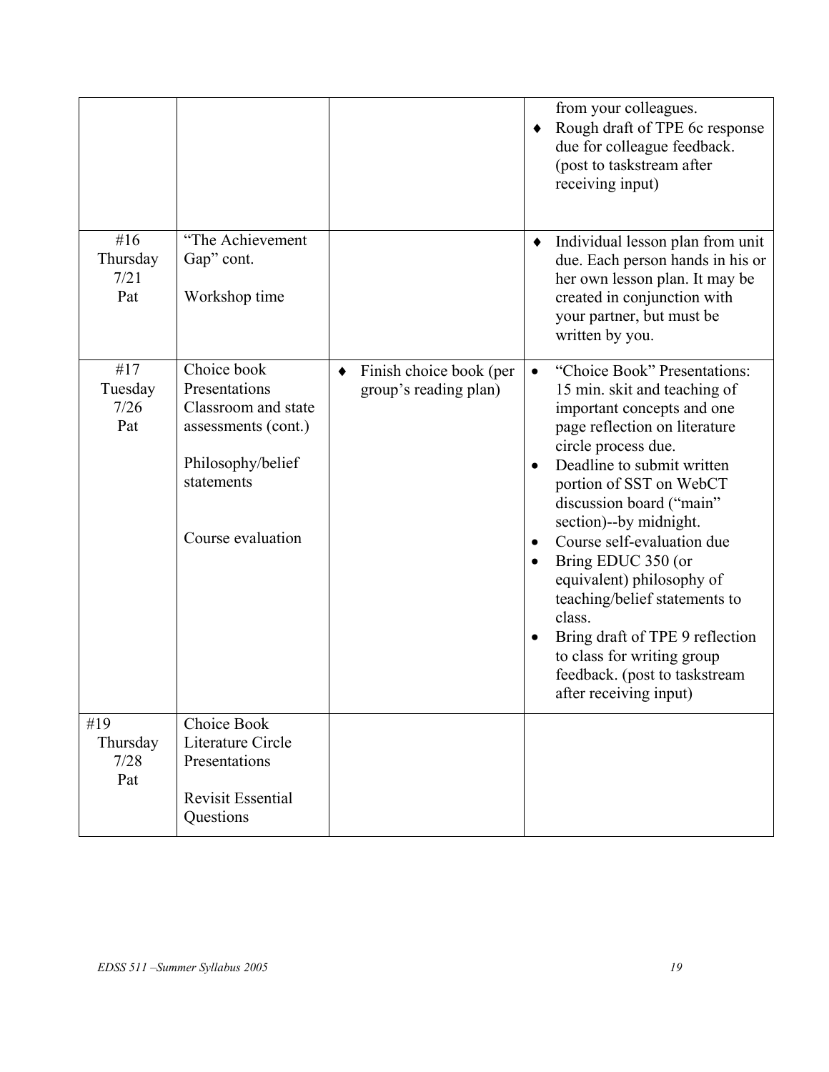| | | | |
|---|---|---|---|
| | | | from your colleagues.<br>♦ Rough draft of TPE 6c response due for colleague feedback. (post to taskstream after receiving input) |
| #16<br>Thursday<br>7/21<br>Pat | "The Achievement Gap" cont.<br><br>Workshop time | | ♦ Individual lesson plan from unit due. Each person hands in his or her own lesson plan. It may be created in conjunction with your partner, but must be written by you. |
| #17<br>Tuesday<br>7/26<br>Pat | Choice book Presentations<br>Classroom and state assessments (cont.)<br><br>Philosophy/belief statements<br><br>Course evaluation | ♦ Finish choice book (per group's reading plan) | • "Choice Book" Presentations: 15 min. skit and teaching of important concepts and one page reflection on literature circle process due.<br>• Deadline to submit written portion of SST on WebCT discussion board ("main" section)--by midnight.<br>• Course self-evaluation due<br>• Bring EDUC 350 (or equivalent) philosophy of teaching/belief statements to class.<br>• Bring draft of TPE 9 reflection to class for writing group feedback. (post to taskstream after receiving input) |
| #19<br>Thursday<br>7/28<br>Pat | Choice Book Literature Circle Presentations<br><br>Revisit Essential Questions | | |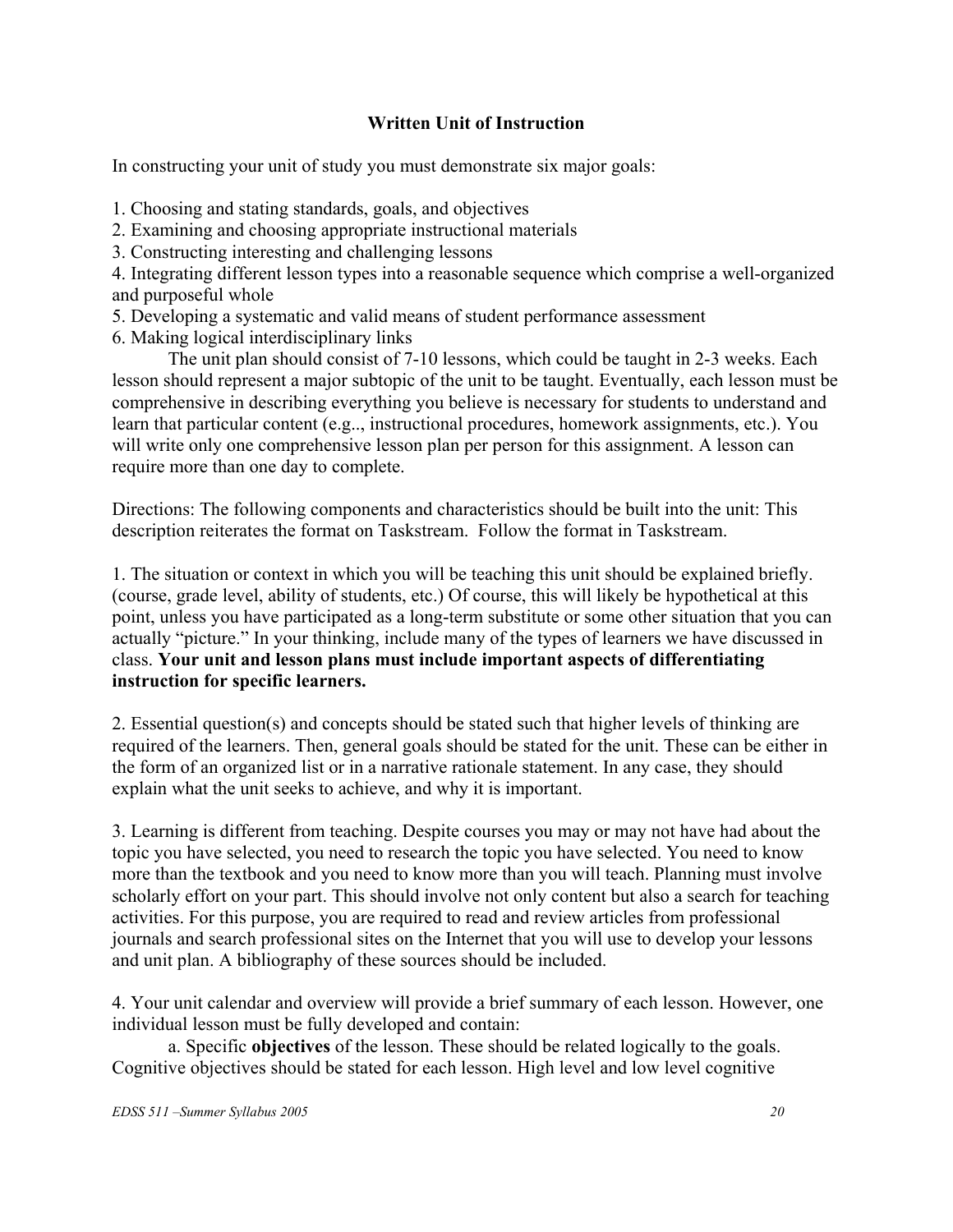## Written Unit of Instruction

In constructing your unit of study you must demonstrate six major goals:

1. Choosing and stating standards, goals, and objectives
2. Examining and choosing appropriate instructional materials
3. Constructing interesting and challenging lessons
4. Integrating different lesson types into a reasonable sequence which comprise a well-organized and purposeful whole
5. Developing a systematic and valid means of student performance assessment
6. Making logical interdisciplinary links

The unit plan should consist of 7-10 lessons, which could be taught in 2-3 weeks. Each lesson should represent a major subtopic of the unit to be taught. Eventually, each lesson must be comprehensive in describing everything you believe is necessary for students to understand and learn that particular content (e.g.., instructional procedures, homework assignments, etc.). You will write only one comprehensive lesson plan per person for this assignment. A lesson can require more than one day to complete.

Directions: The following components and characteristics should be built into the unit: This description reiterates the format on Taskstream. Follow the format in Taskstream.

1. The situation or context in which you will be teaching this unit should be explained briefly. (course, grade level, ability of students, etc.) Of course, this will likely be hypothetical at this point, unless you have participated as a long-term substitute or some other situation that you can actually "picture." In your thinking, include many of the types of learners we have discussed in class. **Your unit and lesson plans must include important aspects of differentiating instruction for specific learners.**

2. Essential question(s) and concepts should be stated such that higher levels of thinking are required of the learners. Then, general goals should be stated for the unit. These can be either in the form of an organized list or in a narrative rationale statement. In any case, they should explain what the unit seeks to achieve, and why it is important.

3. Learning is different from teaching. Despite courses you may or may not have had about the topic you have selected, you need to research the topic you have selected. You need to know more than the textbook and you need to know more than you will teach. Planning must involve scholarly effort on your part. This should involve not only content but also a search for teaching activities. For this purpose, you are required to read and review articles from professional journals and search professional sites on the Internet that you will use to develop your lessons and unit plan. A bibliography of these sources should be included.

4. Your unit calendar and overview will provide a brief summary of each lesson. However, one individual lesson must be fully developed and contain:

a. Specific **objectives** of the lesson. These should be related logically to the goals. Cognitive objectives should be stated for each lesson. High level and low level cognitive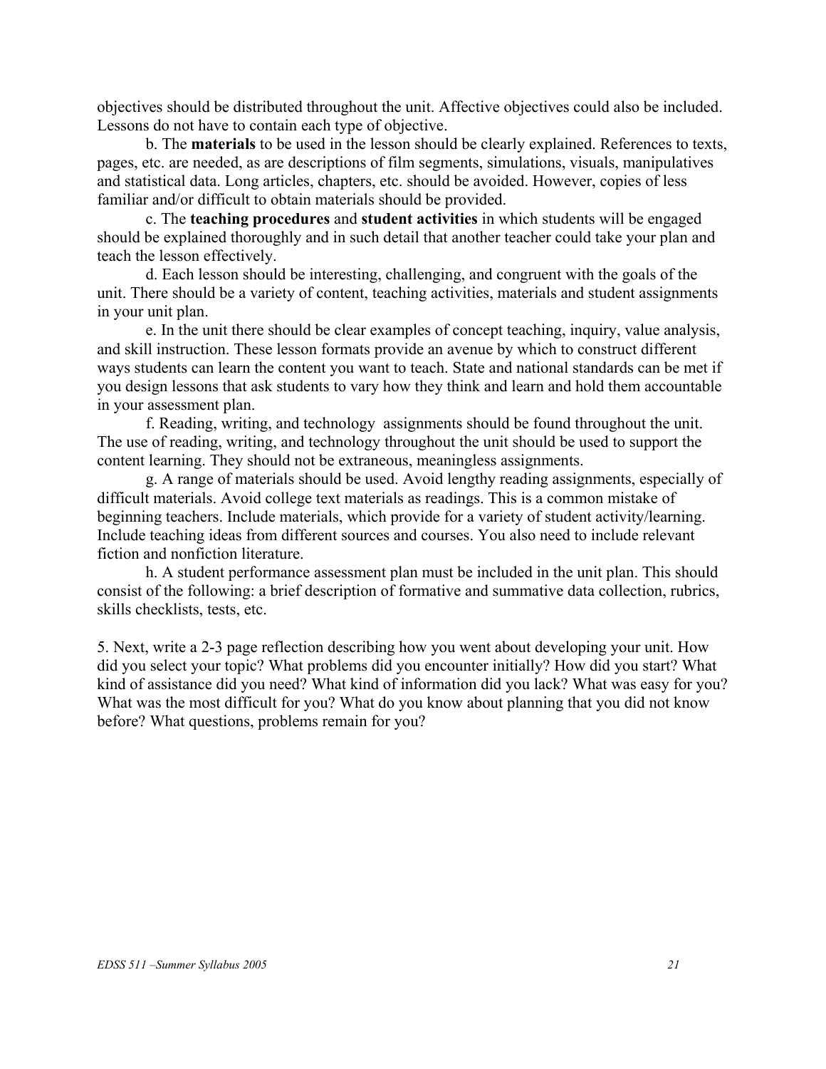objectives should be distributed throughout the unit. Affective objectives could also be included. Lessons do not have to contain each type of objective.

b. The **materials** to be used in the lesson should be clearly explained. References to texts, pages, etc. are needed, as are descriptions of film segments, simulations, visuals, manipulatives and statistical data. Long articles, chapters, etc. should be avoided. However, copies of less familiar and/or difficult to obtain materials should be provided.

c. The **teaching procedures** and **student activities** in which students will be engaged should be explained thoroughly and in such detail that another teacher could take your plan and teach the lesson effectively.

d. Each lesson should be interesting, challenging, and congruent with the goals of the unit. There should be a variety of content, teaching activities, materials and student assignments in your unit plan.

e. In the unit there should be clear examples of concept teaching, inquiry, value analysis, and skill instruction. These lesson formats provide an avenue by which to construct different ways students can learn the content you want to teach. State and national standards can be met if you design lessons that ask students to vary how they think and learn and hold them accountable in your assessment plan.

f. Reading, writing, and technology assignments should be found throughout the unit. The use of reading, writing, and technology throughout the unit should be used to support the content learning. They should not be extraneous, meaningless assignments.

g. A range of materials should be used. Avoid lengthy reading assignments, especially of difficult materials. Avoid college text materials as readings. This is a common mistake of beginning teachers. Include materials, which provide for a variety of student activity/learning. Include teaching ideas from different sources and courses. You also need to include relevant fiction and nonfiction literature.

h. A student performance assessment plan must be included in the unit plan. This should consist of the following: a brief description of formative and summative data collection, rubrics, skills checklists, tests, etc.

5. Next, write a 2-3 page reflection describing how you went about developing your unit. How did you select your topic? What problems did you encounter initially? How did you start? What kind of assistance did you need? What kind of information did you lack? What was easy for you? What was the most difficult for you? What do you know about planning that you did not know before? What questions, problems remain for you?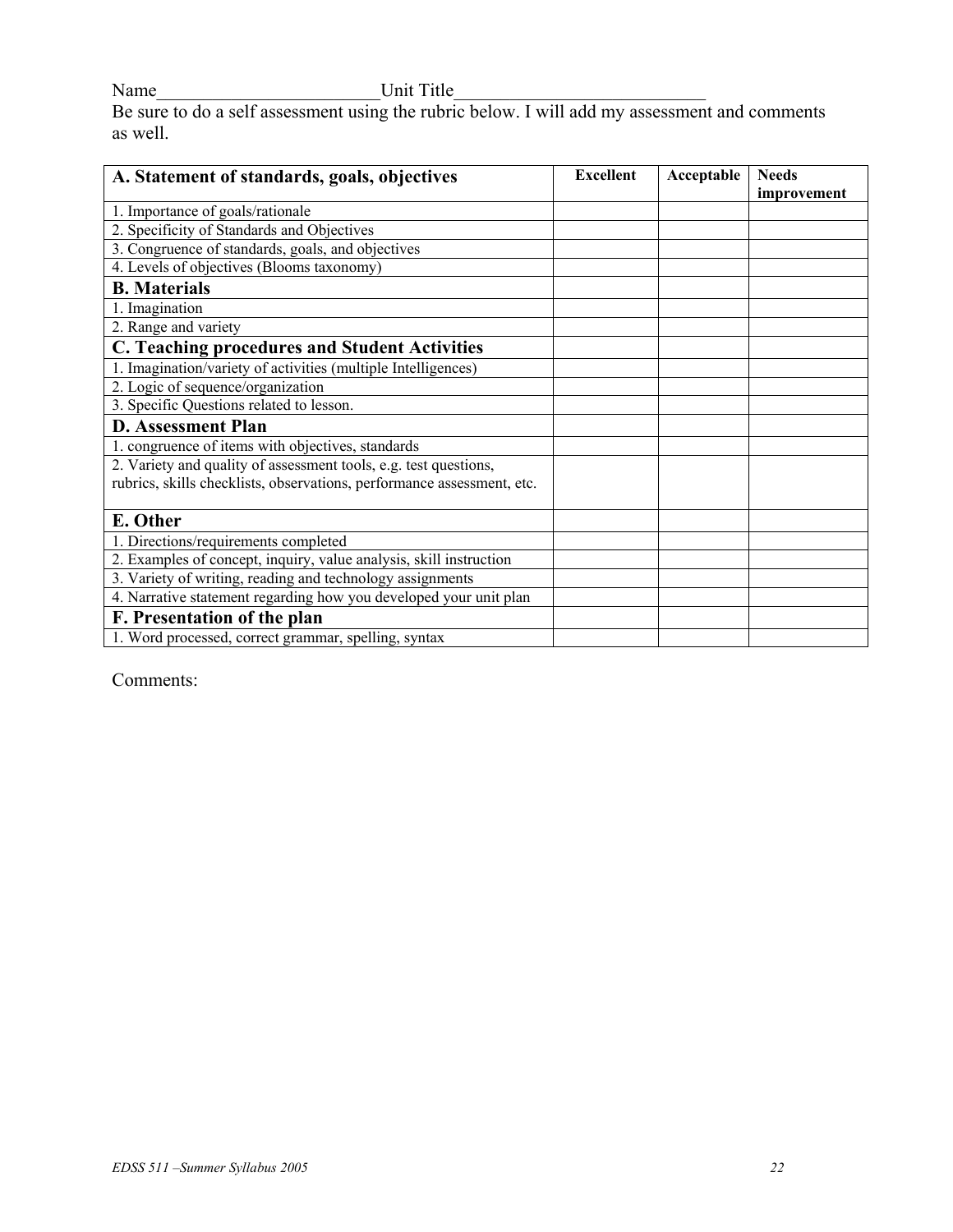Name________________________Unit Title___________________________

Be sure to do a self assessment using the rubric below. I will add my assessment and comments as well.

| **A. Statement of standards, goals, objectives** | **Excellent** | **Acceptable** | **Needs improvement** |
|---|---|---|---|
| 1. Importance of goals/rationale | | | |
| 2. Specificity of Standards and Objectives | | | |
| 3. Congruence of standards, goals, and objectives | | | |
| 4. Levels of objectives (Blooms taxonomy) | | | |
| **B. Materials** | | | |
| 1. Imagination | | | |
| 2. Range and variety | | | |
| **C. Teaching procedures and Student Activities** | | | |
| 1. Imagination/variety of activities (multiple Intelligences) | | | |
| 2. Logic of sequence/organization | | | |
| 3. Specific Questions related to lesson. | | | |
| **D. Assessment Plan** | | | |
| 1. congruence of items with objectives, standards | | | |
| 2. Variety and quality of assessment tools, e.g. test questions, rubrics, skills checklists, observations, performance assessment, etc. | | | |
| **E. Other** | | | |
| 1. Directions/requirements completed | | | |
| 2. Examples of concept, inquiry, value analysis, skill instruction | | | |
| 3. Variety of writing, reading and technology assignments | | | |
| 4. Narrative statement regarding how you developed your unit plan | | | |
| **F. Presentation of the plan** | | | |
| 1. Word processed, correct grammar, spelling, syntax | | | |

Comments: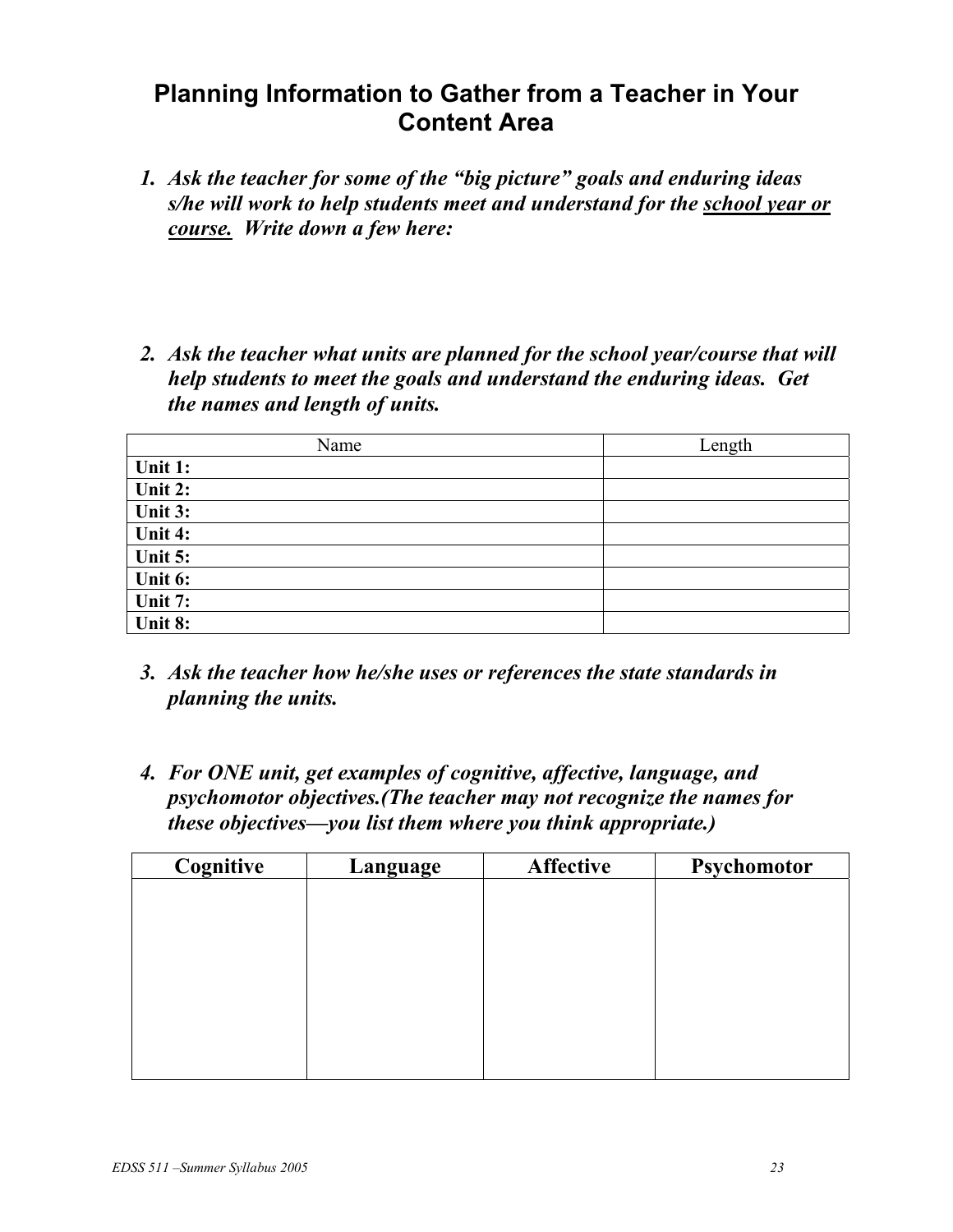# Planning Information to Gather from a Teacher in Your Content Area

1. ***Ask the teacher for some of the "big picture" goals and enduring ideas s/he will work to help students meet and understand for the <u>school year or course.</u> Write down a few here:***

2. ***Ask the teacher what units are planned for the school year/course that will help students to meet the goals and understand the enduring ideas. Get the names and length of units.***

| Name | Length |
|---|---|
| **Unit 1:** | |
| **Unit 2:** | |
| **Unit 3:** | |
| **Unit 4:** | |
| **Unit 5:** | |
| **Unit 6:** | |
| **Unit 7:** | |
| **Unit 8:** | |

3. ***Ask the teacher how he/she uses or references the state standards in planning the units.***

4. ***For ONE unit, get examples of cognitive, affective, language, and psychomotor objectives.(The teacher may not recognize the names for these objectives—you list them where you think appropriate.)***

| Cognitive | Language | Affective | Psychomotor |
|---|---|---|---|
| | | | |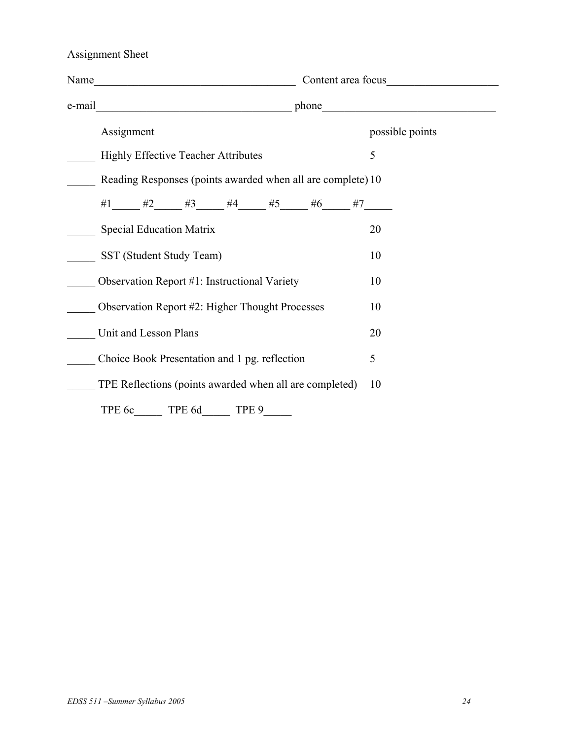Assignment Sheet

Name\_\_\_\_\_\_\_\_\_\_\_\_\_\_\_\_\_\_\_\_\_\_\_\_\_\_\_\_\_\_\_\_\_\_\_ Content area focus\_\_\_\_\_\_\_\_\_\_\_\_\_\_\_\_\_\_\_\_

e-mail\_\_\_\_\_\_\_\_\_\_\_\_\_\_\_\_\_\_\_\_\_\_\_\_\_\_\_\_\_\_\_\_\_\_ phone\_\_\_\_\_\_\_\_\_\_\_\_\_\_\_\_\_\_\_\_\_\_\_\_\_\_\_\_\_\_\_

| | Assignment | possible points |
|---|---|---|
| \_\_\_\_\_ | Highly Effective Teacher Attributes | 5 |
| \_\_\_\_\_ | Reading Responses (points awarded when all are complete) | 10 |
| | #1\_\_\_\_\_ #2\_\_\_\_\_ #3\_\_\_\_\_ #4\_\_\_\_\_ #5\_\_\_\_\_ #6\_\_\_\_\_ #7\_\_\_\_\_ | |
| \_\_\_\_\_ | Special Education Matrix | 20 |
| \_\_\_\_\_ | SST (Student Study Team) | 10 |
| \_\_\_\_\_ | Observation Report #1: Instructional Variety | 10 |
| \_\_\_\_\_ | Observation Report #2: Higher Thought Processes | 10 |
| \_\_\_\_\_ | Unit and Lesson Plans | 20 |
| \_\_\_\_\_ | Choice Book Presentation and 1 pg. reflection | 5 |
| \_\_\_\_\_ | TPE Reflections (points awarded when all are completed) | 10 |
| | TPE 6c\_\_\_\_\_ TPE 6d\_\_\_\_\_ TPE 9\_\_\_\_\_ | |